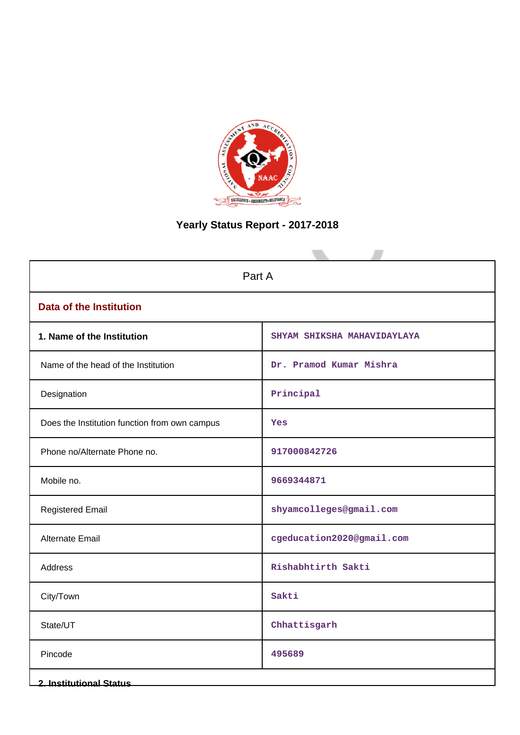# Yearly Status Report - 2017-2018

| Part A | |
|---|---|
| **Data of the Institution** | |
| **1. Name of the Institution** | SHYAM SHIKSHA MAHAVIDAYLAYA |
| Name of the head of the Institution | Dr. Pramod Kumar Mishra |
| Designation | Principal |
| Does the Institution function from own campus | Yes |
| Phone no/Alternate Phone no. | 917000842726 |
| Mobile no. | 9669344871 |
| Registered Email | shyamcolleges@gmail.com |
| Alternate Email | cgeducation2020@gmail.com |
| Address | Rishabhtirth Sakti |
| City/Town | Sakti |
| State/UT | Chhattisgarh |
| Pincode | 495689 |

**2. Institutional Status**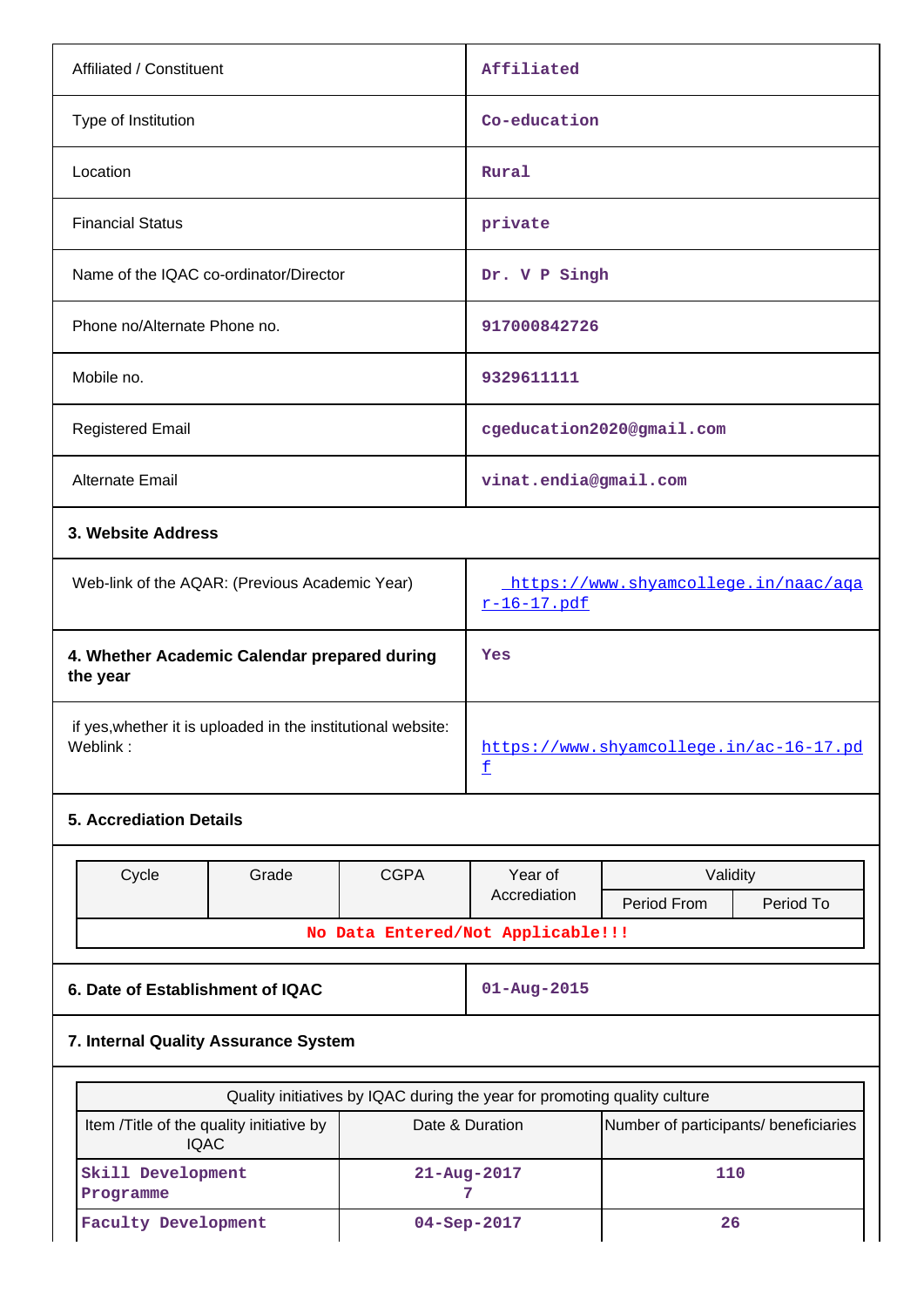| | |
|---|---|
| Affiliated / Constituent | Affiliated |
| Type of Institution | Co-education |
| Location | Rural |
| Financial Status | private |
| Name of the IQAC co-ordinator/Director | Dr. V P Singh |
| Phone no/Alternate Phone no. | 917000842726 |
| Mobile no. | 9329611111 |
| Registered Email | cgeducation2020@gmail.com |
| Alternate Email | vinat.endia@gmail.com |

**3. Website Address**

| | |
|---|---|
| Web-link of the AQAR: (Previous Academic Year) | https://www.shyamcollege.in/naac/aqar-16-17.pdf |
| **4. Whether Academic Calendar prepared during the year** | Yes |
| if yes,whether it is uploaded in the institutional website: Weblink : | https://www.shyamcollege.in/ac-16-17.pdf |

**5. Accrediation Details**

| Cycle | Grade | CGPA | Year of Accrediation | Validity | |
|---|---|---|---|---|---|
| | | | | Period From | Period To |
| No Data Entered/Not Applicable!!! | | | | | |

| | |
|---|---|
| **6. Date of Establishment of IQAC** | 01-Aug-2015 |

**7. Internal Quality Assurance System**

| Quality initiatives by IQAC during the year for promoting quality culture | | |
|---|---|---|
| Item /Title of the quality initiative by IQAC | Date & Duration | Number of participants/ beneficiaries |
| Skill Development Programme | 21-Aug-2017 7 | 110 |
| Faculty Development | 04-Sep-2017 | 26 |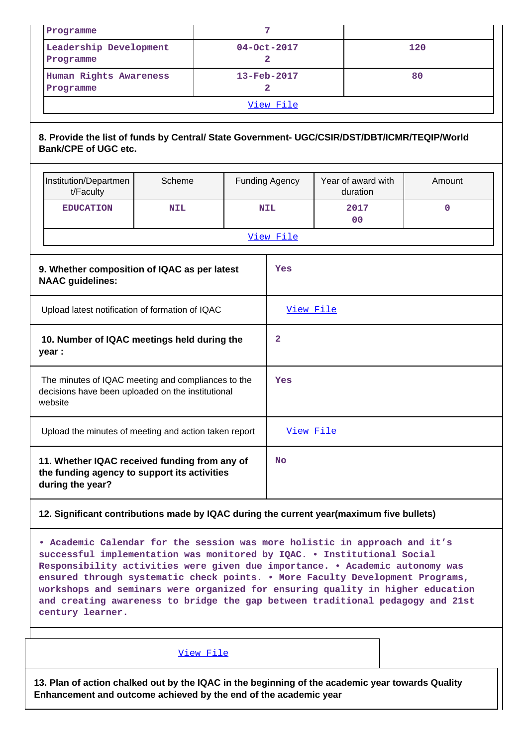| | | |
|---|---|---|
| Programme | 7 | |
| Leadership Development Programme | 04-Oct-2017<br>2 | 120 |
| Human Rights Awareness Programme | 13-Feb-2017<br>2 | 80 |
| View File | | |

**8. Provide the list of funds by Central/ State Government- UGC/CSIR/DST/DBT/ICMR/TEQIP/World Bank/CPE of UGC etc.**

| Institution/Department/Faculty | Scheme | Funding Agency | Year of award with duration | Amount |
|---|---|---|---|---|
| EDUCATION | NIL | NIL | 2017<br>00 | 0 |
| View File | | | | |

| | |
|---|---|
| **9. Whether composition of IQAC as per latest NAAC guidelines:** | Yes |
| Upload latest notification of formation of IQAC | View File |
| **10. Number of IQAC meetings held during the year :** | 2 |
| The minutes of IQAC meeting and compliances to the decisions have been uploaded on the institutional website | Yes |
| Upload the minutes of meeting and action taken report | View File |
| **11. Whether IQAC received funding from any of the funding agency to support its activities during the year?** | No |

**12. Significant contributions made by IQAC during the current year(maximum five bullets)**

• Academic Calendar for the session was more holistic in approach and it's successful implementation was monitored by IQAC. • Institutional Social Responsibility activities were given due importance. • Academic autonomy was ensured through systematic check points. • More Faculty Development Programs, workshops and seminars were organized for ensuring quality in higher education and creating awareness to bridge the gap between traditional pedagogy and 21st century learner.

View File

**13. Plan of action chalked out by the IQAC in the beginning of the academic year towards Quality Enhancement and outcome achieved by the end of the academic year**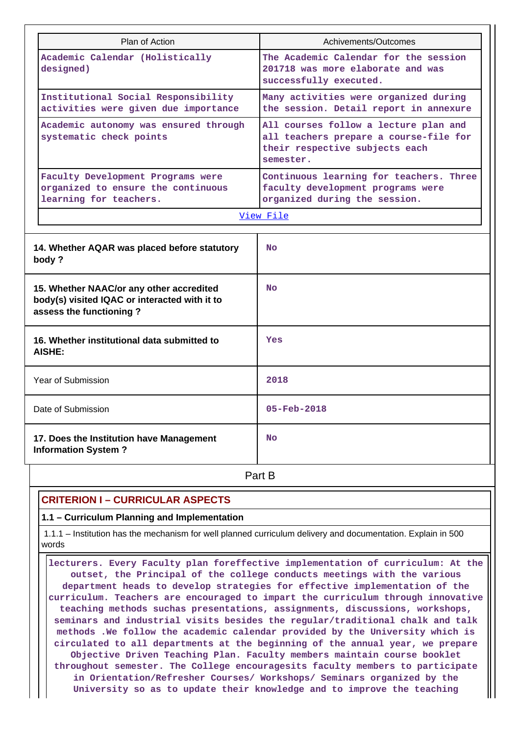| Plan of Action | Achivements/Outcomes |
|---|---|
| Academic Calendar (Holistically designed) | The Academic Calendar for the session 201718 was more elaborate and was successfully executed. |
| Institutional Social Responsibility activities were given due importance | Many activities were organized during the session. Detail report in annexure |
| Academic autonomy was ensured through systematic check points | All courses follow a lecture plan and all teachers prepare a course-file for their respective subjects each semester. |
| Faculty Development Programs were organized to ensure the continuous learning for teachers. | Continuous learning for teachers. Three faculty development programs were organized during the session. |
| View File | |

| | |
|---|---|
| **14. Whether AQAR was placed before statutory body ?** | No |
| **15. Whether NAAC/or any other accredited body(s) visited IQAC or interacted with it to assess the functioning ?** | No |
| **16. Whether institutional data submitted to AISHE:** | Yes |
| Year of Submission | 2018 |
| Date of Submission | 05-Feb-2018 |
| **17. Does the Institution have Management Information System ?** | No |

## Part B

### CRITERION I – CURRICULAR ASPECTS

**1.1 – Curriculum Planning and Implementation**

1.1.1 – Institution has the mechanism for well planned curriculum delivery and documentation. Explain in 500 words

lecturers. Every Faculty plan foreffective implementation of curriculum: At the outset, the Principal of the college conducts meetings with the various department heads to develop strategies for effective implementation of the curriculum. Teachers are encouraged to impart the curriculum through innovative teaching methods suchas presentations, assignments, discussions, workshops, seminars and industrial visits besides the regular/traditional chalk and talk methods .We follow the academic calendar provided by the University which is circulated to all departments at the beginning of the annual year, we prepare Objective Driven Teaching Plan. Faculty members maintain course booklet throughout semester. The College encouragesits faculty members to participate in Orientation/Refresher Courses/ Workshops/ Seminars organized by the University so as to update their knowledge and to improve the teaching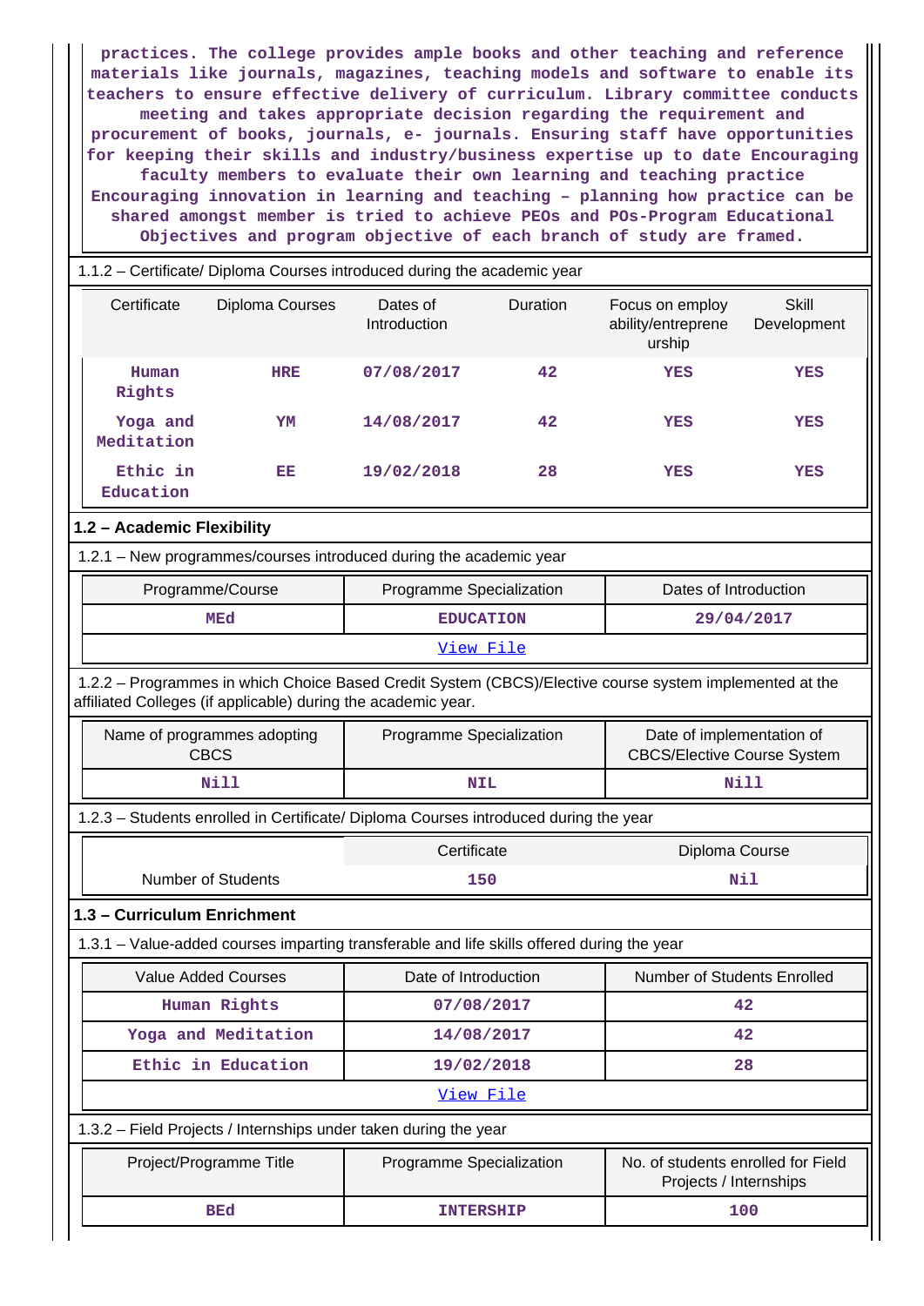practices. The college provides ample books and other teaching and reference materials like journals, magazines, teaching models and software to enable its teachers to ensure effective delivery of curriculum. Library committee conducts meeting and takes appropriate decision regarding the requirement and procurement of books, journals, e- journals. Ensuring staff have opportunities for keeping their skills and industry/business expertise up to date Encouraging faculty members to evaluate their own learning and teaching practice Encouraging innovation in learning and teaching – planning how practice can be shared amongst member is tried to achieve PEOs and POs-Program Educational Objectives and program objective of each branch of study are framed.

1.1.2 – Certificate/ Diploma Courses introduced during the academic year

| Certificate | Diploma Courses | Dates of Introduction | Duration | Focus on employ ability/entreprene urship | Skill Development |
|---|---|---|---|---|---|
| Human Rights | HRE | 07/08/2017 | 42 | YES | YES |
| Yoga and Meditation | YM | 14/08/2017 | 42 | YES | YES |
| Ethic in Education | EE | 19/02/2018 | 28 | YES | YES |

## 1.2 – Academic Flexibility

1.2.1 – New programmes/courses introduced during the academic year

| Programme/Course | Programme Specialization | Dates of Introduction |
|---|---|---|
| MEd | EDUCATION | 29/04/2017 |
| View File | | |

1.2.2 – Programmes in which Choice Based Credit System (CBCS)/Elective course system implemented at the affiliated Colleges (if applicable) during the academic year.

| Name of programmes adopting CBCS | Programme Specialization | Date of implementation of CBCS/Elective Course System |
|---|---|---|
| Nill | NIL | Nill |

1.2.3 – Students enrolled in Certificate/ Diploma Courses introduced during the year

| | Certificate | Diploma Course |
|---|---|---|
| Number of Students | 150 | Nil |

## 1.3 – Curriculum Enrichment

1.3.1 – Value-added courses imparting transferable and life skills offered during the year

| Value Added Courses | Date of Introduction | Number of Students Enrolled |
|---|---|---|
| Human Rights | 07/08/2017 | 42 |
| Yoga and Meditation | 14/08/2017 | 42 |
| Ethic in Education | 19/02/2018 | 28 |
| View File | | |

1.3.2 – Field Projects / Internships under taken during the year

| Project/Programme Title | Programme Specialization | No. of students enrolled for Field Projects / Internships |
|---|---|---|
| BEd | INTERSHIP | 100 |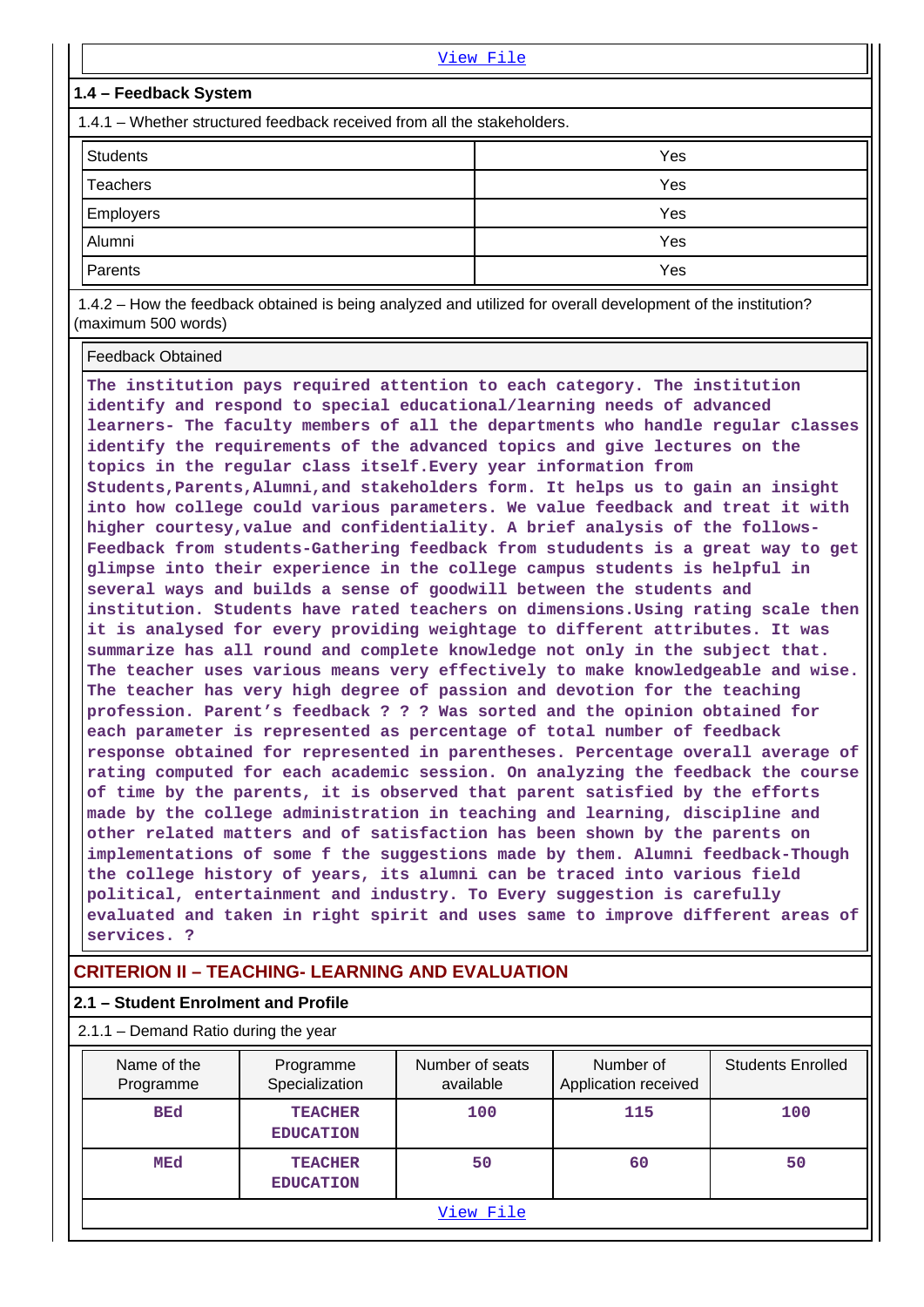View File

### 1.4 – Feedback System

1.4.1 – Whether structured feedback received from all the stakeholders.

| | |
|---|---|
| Students | Yes |
| Teachers | Yes |
| Employers | Yes |
| Alumni | Yes |
| Parents | Yes |

1.4.2 – How the feedback obtained is being analyzed and utilized for overall development of the institution? (maximum 500 words)

Feedback Obtained

The institution pays required attention to each category. The institution identify and respond to special educational/learning needs of advanced learners- The faculty members of all the departments who handle regular classes identify the requirements of the advanced topics and give lectures on the topics in the regular class itself.Every year information from Students,Parents,Alumni,and stakeholders form. It helps us to gain an insight into how college could various parameters. We value feedback and treat it with higher courtesy,value and confidentiality. A brief analysis of the follows- Feedback from students-Gathering feedback from stududents is a great way to get glimpse into their experience in the college campus students is helpful in several ways and builds a sense of goodwill between the students and institution. Students have rated teachers on dimensions.Using rating scale then it is analysed for every providing weightage to different attributes. It was summarize has all round and complete knowledge not only in the subject that. The teacher uses various means very effectively to make knowledgeable and wise. The teacher has very high degree of passion and devotion for the teaching profession. Parent's feedback ? ? ? Was sorted and the opinion obtained for each parameter is represented as percentage of total number of feedback response obtained for represented in parentheses. Percentage overall average of rating computed for each academic session. On analyzing the feedback the course of time by the parents, it is observed that parent satisfied by the efforts made by the college administration in teaching and learning, discipline and other related matters and of satisfaction has been shown by the parents on implementations of some f the suggestions made by them. Alumni feedback-Though the college history of years, its alumni can be traced into various field political, entertainment and industry. To Every suggestion is carefully evaluated and taken in right spirit and uses same to improve different areas of services. ?

## CRITERION II – TEACHING- LEARNING AND EVALUATION

### 2.1 – Student Enrolment and Profile

2.1.1 – Demand Ratio during the year

| Name of the Programme | Programme Specialization | Number of seats available | Number of Application received | Students Enrolled |
|---|---|---|---|---|
| BEd | TEACHER EDUCATION | 100 | 115 | 100 |
| MEd | TEACHER EDUCATION | 50 | 60 | 50 |

View File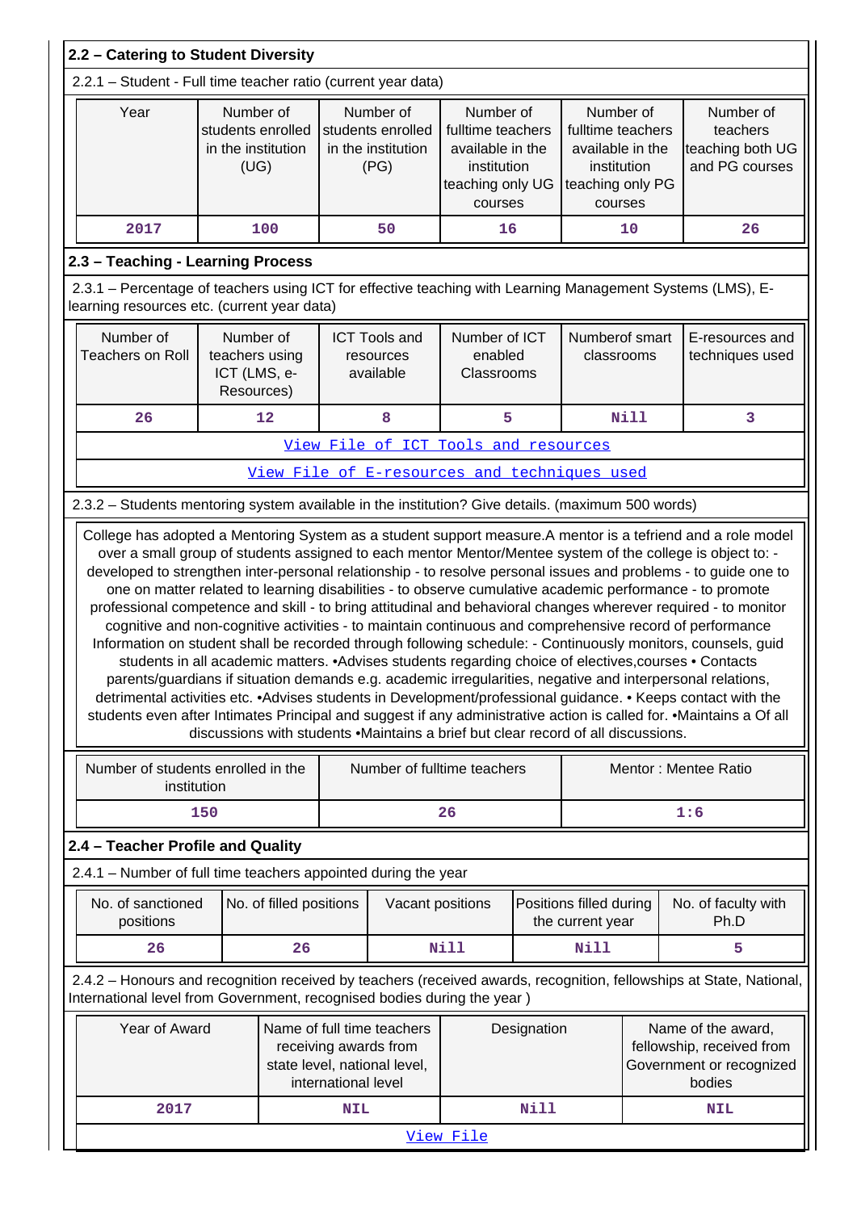## 2.2 – Catering to Student Diversity

2.2.1 – Student - Full time teacher ratio (current year data)

| Year | Number of students enrolled in the institution (UG) | Number of students enrolled in the institution (PG) | Number of fulltime teachers available in the institution teaching only UG courses | Number of fulltime teachers available in the institution teaching only PG courses | Number of teachers teaching both UG and PG courses |
|---|---|---|---|---|---|
| 2017 | 100 | 50 | 16 | 10 | 26 |

## 2.3 – Teaching - Learning Process

2.3.1 – Percentage of teachers using ICT for effective teaching with Learning Management Systems (LMS), E-learning resources etc. (current year data)

| Number of Teachers on Roll | Number of teachers using ICT (LMS, e-Resources) | ICT Tools and resources available | Number of ICT enabled Classrooms | Numberof smart classrooms | E-resources and techniques used |
|---|---|---|---|---|---|
| 26 | 12 | 8 | 5 | Nill | 3 |

View File of ICT Tools and resources

View File of E-resources and techniques used

2.3.2 – Students mentoring system available in the institution? Give details. (maximum 500 words)

College has adopted a Mentoring System as a student support measure.A mentor is a tefriend and a role model over a small group of students assigned to each mentor Mentor/Mentee system of the college is object to: - developed to strengthen inter-personal relationship - to resolve personal issues and problems - to guide one to one on matter related to learning disabilities - to observe cumulative academic performance - to promote professional competence and skill - to bring attitudinal and behavioral changes wherever required - to monitor cognitive and non-cognitive activities - to maintain continuous and comprehensive record of performance Information on student shall be recorded through following schedule: - Continuously monitors, counsels, guid students in all academic matters. •Advises students regarding choice of electives,courses • Contacts parents/guardians if situation demands e.g. academic irregularities, negative and interpersonal relations, detrimental activities etc. •Advises students in Development/professional guidance. • Keeps contact with the students even after Intimates Principal and suggest if any administrative action is called for. •Maintains a Of all discussions with students •Maintains a brief but clear record of all discussions.

| Number of students enrolled in the institution | Number of fulltime teachers | Mentor : Mentee Ratio |
|---|---|---|
| 150 | 26 | 1:6 |

## 2.4 – Teacher Profile and Quality

2.4.1 – Number of full time teachers appointed during the year

| No. of sanctioned positions | No. of filled positions | Vacant positions | Positions filled during the current year | No. of faculty with Ph.D |
|---|---|---|---|---|
| 26 | 26 | Nill | Nill | 5 |

2.4.2 – Honours and recognition received by teachers (received awards, recognition, fellowships at State, National, International level from Government, recognised bodies during the year )

| Year of Award | Name of full time teachers receiving awards from state level, national level, international level | Designation | Name of the award, fellowship, received from Government or recognized bodies |
|---|---|---|---|
| 2017 | NIL | Nill | NIL |

View File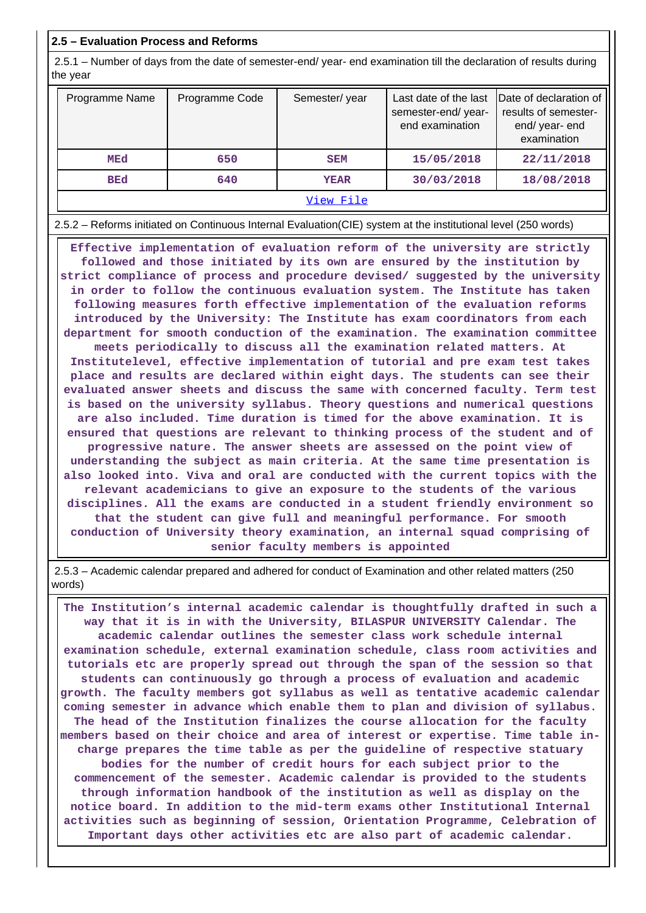## 2.5 – Evaluation Process and Reforms

2.5.1 – Number of days from the date of semester-end/ year- end examination till the declaration of results during the year

| Programme Name | Programme Code | Semester/ year | Last date of the last semester-end/ year- end examination | Date of declaration of results of semester- end/ year- end examination |
|---|---|---|---|---|
| MEd | 650 | SEM | 15/05/2018 | 22/11/2018 |
| BEd | 640 | YEAR | 30/03/2018 | 18/08/2018 |

View File

2.5.2 – Reforms initiated on Continuous Internal Evaluation(CIE) system at the institutional level (250 words)

Effective implementation of evaluation reform of the university are strictly followed and those initiated by its own are ensured by the institution by strict compliance of process and procedure devised/ suggested by the university in order to follow the continuous evaluation system. The Institute has taken following measures forth effective implementation of the evaluation reforms introduced by the University: The Institute has exam coordinators from each department for smooth conduction of the examination. The examination committee meets periodically to discuss all the examination related matters. At Institutelevel, effective implementation of tutorial and pre exam test takes place and results are declared within eight days. The students can see their evaluated answer sheets and discuss the same with concerned faculty. Term test is based on the university syllabus. Theory questions and numerical questions are also included. Time duration is timed for the above examination. It is ensured that questions are relevant to thinking process of the student and of progressive nature. The answer sheets are assessed on the point view of understanding the subject as main criteria. At the same time presentation is also looked into. Viva and oral are conducted with the current topics with the relevant academicians to give an exposure to the students of the various disciplines. All the exams are conducted in a student friendly environment so that the student can give full and meaningful performance. For smooth conduction of University theory examination, an internal squad comprising of senior faculty members is appointed

2.5.3 – Academic calendar prepared and adhered for conduct of Examination and other related matters (250 words)

The Institution's internal academic calendar is thoughtfully drafted in such a way that it is in with the University, BILASPUR UNIVERSITY Calendar. The academic calendar outlines the semester class work schedule internal examination schedule, external examination schedule, class room activities and tutorials etc are properly spread out through the span of the session so that students can continuously go through a process of evaluation and academic growth. The faculty members got syllabus as well as tentative academic calendar coming semester in advance which enable them to plan and division of syllabus. The head of the Institution finalizes the course allocation for the faculty members based on their choice and area of interest or expertise. Time table in-charge prepares the time table as per the guideline of respective statuary bodies for the number of credit hours for each subject prior to the commencement of the semester. Academic calendar is provided to the students through information handbook of the institution as well as display on the notice board. In addition to the mid-term exams other Institutional Internal activities such as beginning of session, Orientation Programme, Celebration of Important days other activities etc are also part of academic calendar.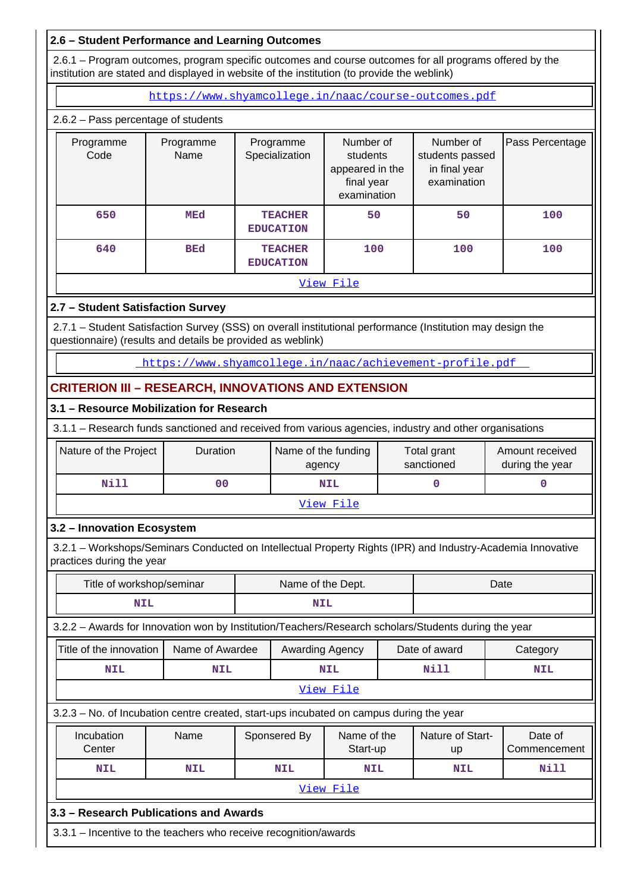## 2.6 – Student Performance and Learning Outcomes

2.6.1 – Program outcomes, program specific outcomes and course outcomes for all programs offered by the institution are stated and displayed in website of the institution (to provide the weblink)

https://www.shyamcollege.in/naac/course-outcomes.pdf

2.6.2 – Pass percentage of students

| Programme Code | Programme Name | Programme Specialization | Number of students appeared in the final year examination | Number of students passed in final year examination | Pass Percentage |
|---|---|---|---|---|---|
| 650 | MEd | TEACHER EDUCATION | 50 | 50 | 100 |
| 640 | BEd | TEACHER EDUCATION | 100 | 100 | 100 |

View File

## 2.7 – Student Satisfaction Survey

2.7.1 – Student Satisfaction Survey (SSS) on overall institutional performance (Institution may design the questionnaire) (results and details be provided as weblink)

https://www.shyamcollege.in/naac/achievement-profile.pdf

# CRITERION III – RESEARCH, INNOVATIONS AND EXTENSION

## 3.1 – Resource Mobilization for Research

3.1.1 – Research funds sanctioned and received from various agencies, industry and other organisations

| Nature of the Project | Duration | Name of the funding agency | Total grant sanctioned | Amount received during the year |
|---|---|---|---|---|
| Nill | 00 | NIL | 0 | 0 |

View File

## 3.2 – Innovation Ecosystem

3.2.1 – Workshops/Seminars Conducted on Intellectual Property Rights (IPR) and Industry-Academia Innovative practices during the year

| Title of workshop/seminar | Name of the Dept. | Date |
|---|---|---|
| NIL | NIL | |

3.2.2 – Awards for Innovation won by Institution/Teachers/Research scholars/Students during the year

| Title of the innovation | Name of Awardee | Awarding Agency | Date of award | Category |
|---|---|---|---|---|
| NIL | NIL | NIL | Nill | NIL |

View File

3.2.3 – No. of Incubation centre created, start-ups incubated on campus during the year

| Incubation Center | Name | Sponsered By | Name of the Start-up | Nature of Start-up | Date of Commencement |
|---|---|---|---|---|---|
| NIL | NIL | NIL | NIL | NIL | Nill |

View File

## 3.3 – Research Publications and Awards

3.3.1 – Incentive to the teachers who receive recognition/awards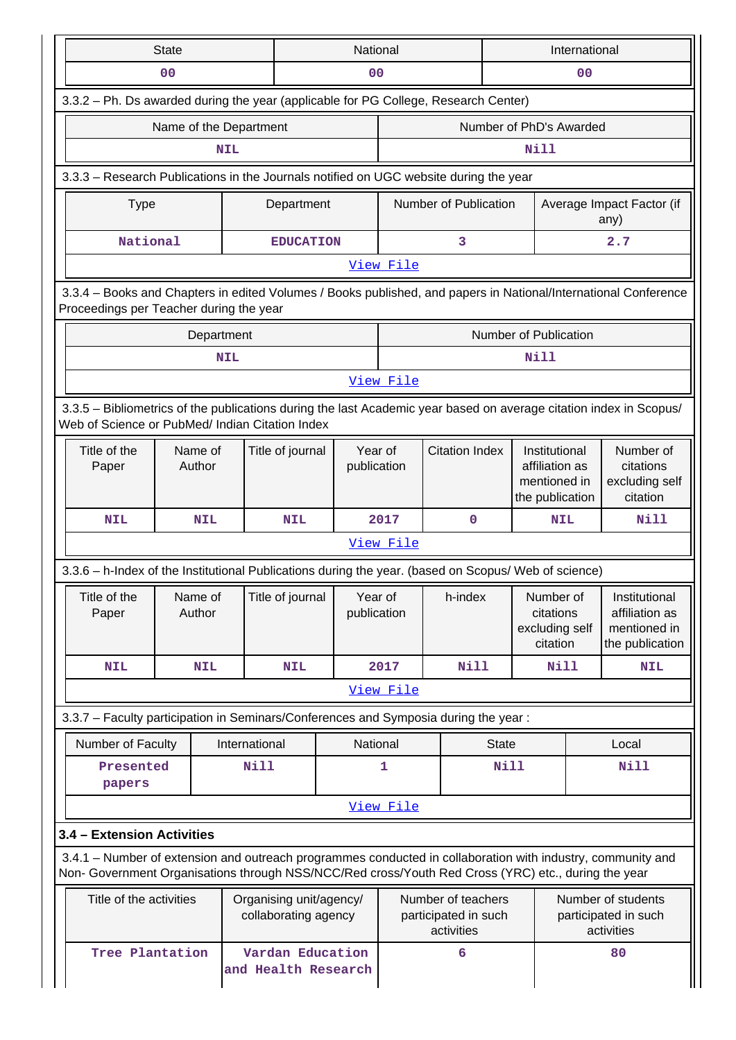| State | National | International |
|---|---|---|
| 00 | 00 | 00 |

3.3.2 – Ph. Ds awarded during the year (applicable for PG College, Research Center)

| Name of the Department | Number of PhD's Awarded |
|---|---|
| NIL | Nill |

3.3.3 – Research Publications in the Journals notified on UGC website during the year

| Type | Department | Number of Publication | Average Impact Factor (if any) |
|---|---|---|---|
| National | EDUCATION | 3 | 2.7 |
| View File | | | |

3.3.4 – Books and Chapters in edited Volumes / Books published, and papers in National/International Conference Proceedings per Teacher during the year

| Department | Number of Publication |
|---|---|
| NIL | Nill |
| View File | |

3.3.5 – Bibliometrics of the publications during the last Academic year based on average citation index in Scopus/ Web of Science or PubMed/ Indian Citation Index

| Title of the Paper | Name of Author | Title of journal | Year of publication | Citation Index | Institutional affiliation as mentioned in the publication | Number of citations excluding self citation |
|---|---|---|---|---|---|---|
| NIL | NIL | NIL | 2017 | 0 | NIL | Nill |
| View File | | | | | | |

3.3.6 – h-Index of the Institutional Publications during the year. (based on Scopus/ Web of science)

| Title of the Paper | Name of Author | Title of journal | Year of publication | h-index | Number of citations excluding self citation | Institutional affiliation as mentioned in the publication |
|---|---|---|---|---|---|---|
| NIL | NIL | NIL | 2017 | Nill | Nill | NIL |
| View File | | | | | | |

3.3.7 – Faculty participation in Seminars/Conferences and Symposia during the year :

| Number of Faculty | International | National | State | Local |
|---|---|---|---|---|
| Presented papers | Nill | 1 | Nill | Nill |
| View File | | | | |

**3.4 – Extension Activities**

3.4.1 – Number of extension and outreach programmes conducted in collaboration with industry, community and Non- Government Organisations through NSS/NCC/Red cross/Youth Red Cross (YRC) etc., during the year

| Title of the activities | Organising unit/agency/ collaborating agency | Number of teachers participated in such activities | Number of students participated in such activities |
|---|---|---|---|
| Tree Plantation | Vardan Education and Health Research | 6 | 80 |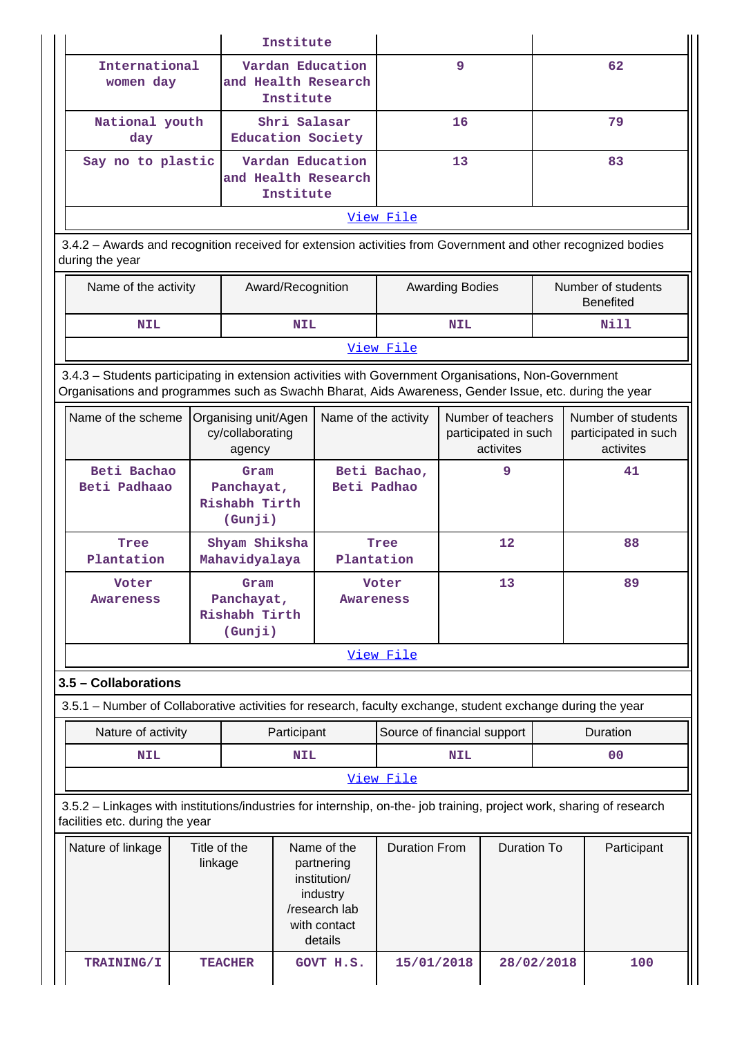| | Institute | | |
|---|---|---|---|
| International women day | Vardan Education and Health Research Institute | 9 | 62 |
| National youth day | Shri Salasar Education Society | 16 | 79 |
| Say no to plastic | Vardan Education and Health Research Institute | 13 | 83 |
| View File | | | |

3.4.2 – Awards and recognition received for extension activities from Government and other recognized bodies during the year

| Name of the activity | Award/Recognition | Awarding Bodies | Number of students Benefited |
|---|---|---|---|
| NIL | NIL | NIL | Nill |
| View File | | | |

3.4.3 – Students participating in extension activities with Government Organisations, Non-Government Organisations and programmes such as Swachh Bharat, Aids Awareness, Gender Issue, etc. during the year

| Name of the scheme | Organising unit/Agency/collaborating agency | Name of the activity | Number of teachers participated in such activites | Number of students participated in such activites |
|---|---|---|---|---|
| Beti Bachao Beti Padhaao | Gram Panchayat, Rishabh Tirth (Gunji) | Beti Bachao, Beti Padhao | 9 | 41 |
| Tree Plantation | Shyam Shiksha Mahavidyalaya | Tree Plantation | 12 | 88 |
| Voter Awareness | Gram Panchayat, Rishabh Tirth (Gunji) | Voter Awareness | 13 | 89 |
| View File | | | | |

### 3.5 – Collaborations

3.5.1 – Number of Collaborative activities for research, faculty exchange, student exchange during the year

| Nature of activity | Participant | Source of financial support | Duration |
|---|---|---|---|
| NIL | NIL | NIL | 00 |
| View File | | | |

3.5.2 – Linkages with institutions/industries for internship, on-the- job training, project work, sharing of research facilities etc. during the year

| Nature of linkage | Title of the linkage | Name of the partnering institution/ industry /research lab with contact details | Duration From | Duration To | Participant |
|---|---|---|---|---|---|
| TRAINING/I | TEACHER | GOVT H.S. | 15/01/2018 | 28/02/2018 | 100 |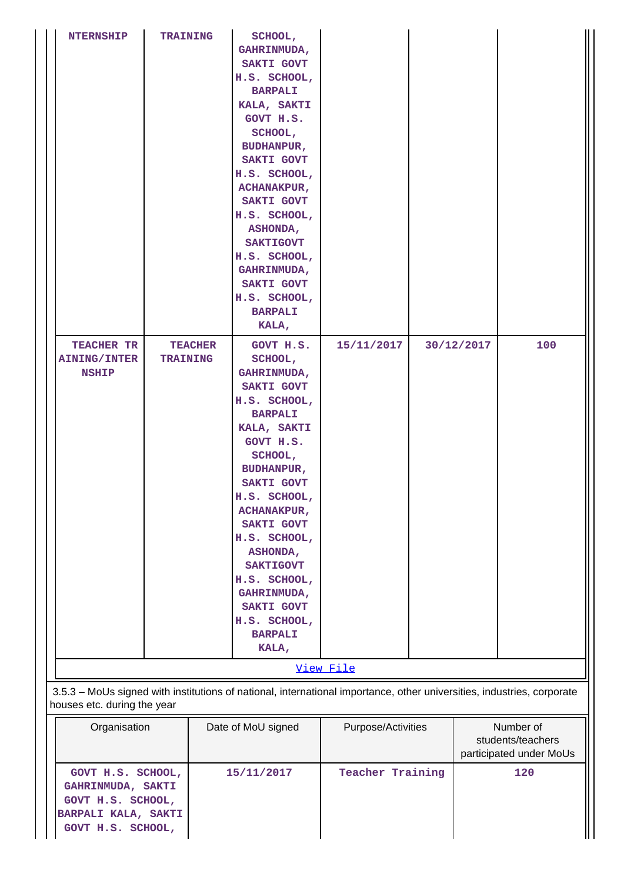| | | | | | |
|---|---|---|---|---|---|
| NTERNSHIP | TRAINING | SCHOOL, GAHRINMUDA, SAKTI GOVT H.S. SCHOOL, BARPALI KALA, SAKTI GOVT H.S. SCHOOL, BUDHANPUR, SAKTI GOVT H.S. SCHOOL, ACHANAKPUR, SAKTI GOVT H.S. SCHOOL, ASHONDA, SAKTIGOVT H.S. SCHOOL, GAHRINMUDA, SAKTI GOVT H.S. SCHOOL, BARPALI KALA, | | | |
| TEACHER TR AINING/INTER NSHIP | TEACHER TRAINING | GOVT H.S. SCHOOL, GAHRINMUDA, SAKTI GOVT H.S. SCHOOL, BARPALI KALA, SAKTI GOVT H.S. SCHOOL, BUDHANPUR, SAKTI GOVT H.S. SCHOOL, ACHANAKPUR, SAKTI GOVT H.S. SCHOOL, ASHONDA, SAKTIGOVT H.S. SCHOOL, GAHRINMUDA, SAKTI GOVT H.S. SCHOOL, BARPALI KALA, | 15/11/2017 | 30/12/2017 | 100 |

View File

3.5.3 – MoUs signed with institutions of national, international importance, other universities, industries, corporate houses etc. during the year

| Organisation | Date of MoU signed | Purpose/Activities | Number of students/teachers participated under MoUs |
|---|---|---|---|
| GOVT H.S. SCHOOL, GAHRINMUDA, SAKTI GOVT H.S. SCHOOL, BARPALI KALA, SAKTI GOVT H.S. SCHOOL, | 15/11/2017 | Teacher Training | 120 |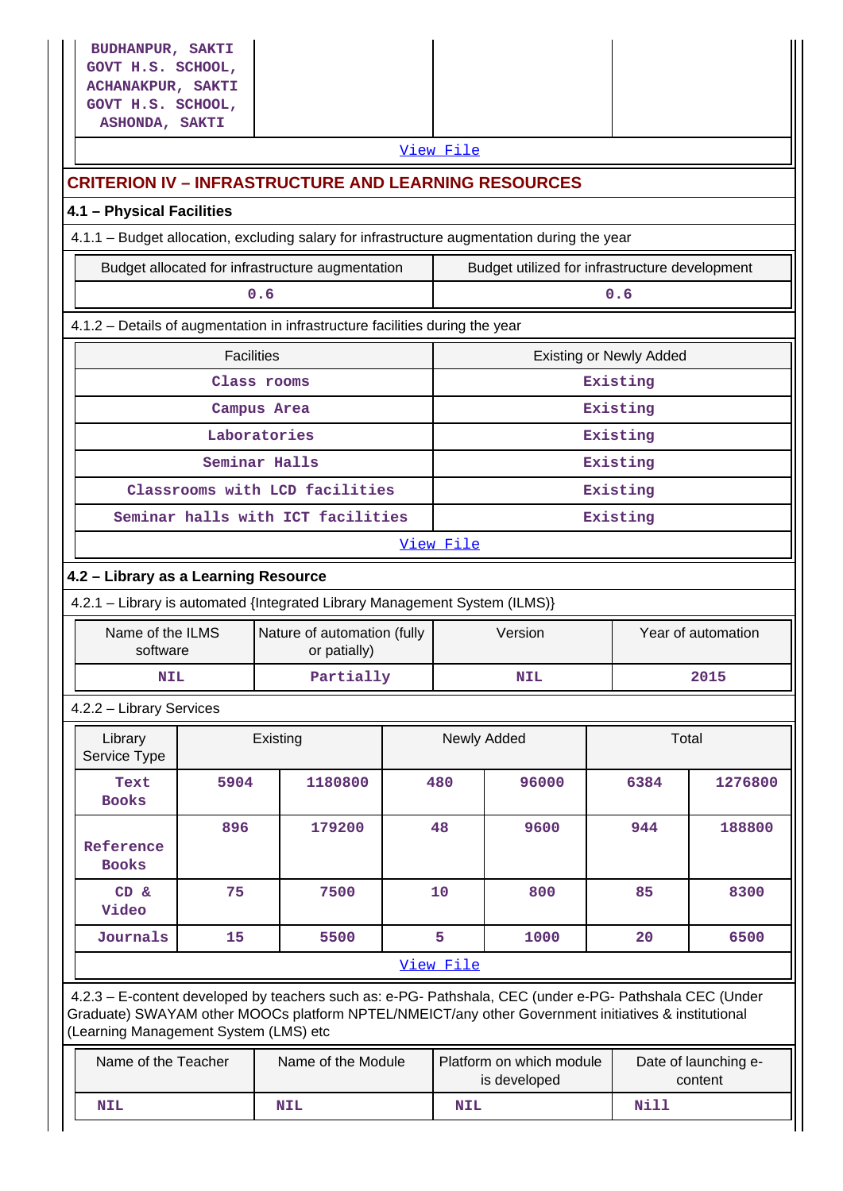| BUDHANPUR, SAKTI GOVT H.S. SCHOOL, ACHANAKPUR, SAKTI GOVT H.S. SCHOOL, ASHONDA, SAKTI | | | |
|---|---|---|---|

View File

## CRITERION IV – INFRASTRUCTURE AND LEARNING RESOURCES

### 4.1 – Physical Facilities

4.1.1 – Budget allocation, excluding salary for infrastructure augmentation during the year

| Budget allocated for infrastructure augmentation | Budget utilized for infrastructure development |
|---|---|
| 0.6 | 0.6 |

4.1.2 – Details of augmentation in infrastructure facilities during the year

| Facilities | Existing or Newly Added |
|---|---|
| Class rooms | Existing |
| Campus Area | Existing |
| Laboratories | Existing |
| Seminar Halls | Existing |
| Classrooms with LCD facilities | Existing |
| Seminar halls with ICT facilities | Existing |

View File

### 4.2 – Library as a Learning Resource

4.2.1 – Library is automated {Integrated Library Management System (ILMS)}

| Name of the ILMS software | Nature of automation (fully or patially) | Version | Year of automation |
|---|---|---|---|
| NIL | Partially | NIL | 2015 |

4.2.2 – Library Services

| Library Service Type | Existing | | Newly Added | | Total | |
|---|---|---|---|---|---|---|
| Text Books | 5904 | 1180800 | 480 | 96000 | 6384 | 1276800 |
| Reference Books | 896 | 179200 | 48 | 9600 | 944 | 188800 |
| CD & Video | 75 | 7500 | 10 | 800 | 85 | 8300 |
| Journals | 15 | 5500 | 5 | 1000 | 20 | 6500 |

View File

4.2.3 – E-content developed by teachers such as: e-PG- Pathshala, CEC (under e-PG- Pathshala CEC (Under Graduate) SWAYAM other MOOCs platform NPTEL/NMEICT/any other Government initiatives & institutional (Learning Management System (LMS) etc

| Name of the Teacher | Name of the Module | Platform on which module is developed | Date of launching e-content |
|---|---|---|---|
| NIL | NIL | NIL | Nill |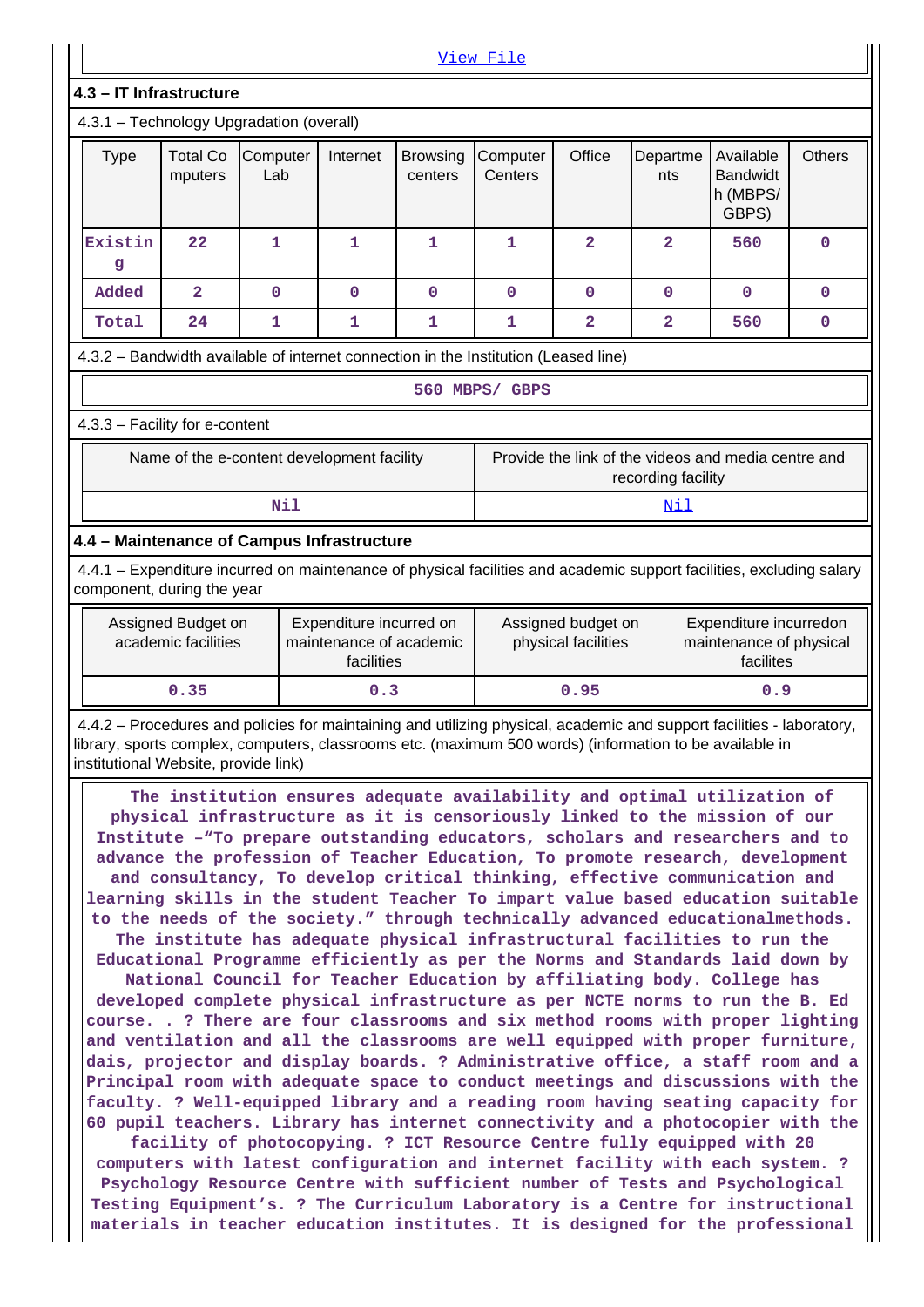View File

### 4.3 – IT Infrastructure

4.3.1 – Technology Upgradation (overall)

| Type | Total Computers | Computer Lab | Internet | Browsing centers | Computer Centers | Office | Departments | Available Bandwidth (MBPS/ GBPS) | Others |
|---|---|---|---|---|---|---|---|---|---|
| Existing | 22 | 1 | 1 | 1 | 1 | 2 | 2 | 560 | 0 |
| Added | 2 | 0 | 0 | 0 | 0 | 0 | 0 | 0 | 0 |
| Total | 24 | 1 | 1 | 1 | 1 | 2 | 2 | 560 | 0 |

4.3.2 – Bandwidth available of internet connection in the Institution (Leased line)

560 MBPS/ GBPS

4.3.3 – Facility for e-content

| Name of the e-content development facility | Provide the link of the videos and media centre and recording facility |
|---|---|
| Nil | Nil |

### 4.4 – Maintenance of Campus Infrastructure

4.4.1 – Expenditure incurred on maintenance of physical facilities and academic support facilities, excluding salary component, during the year

| Assigned Budget on academic facilities | Expenditure incurred on maintenance of academic facilities | Assigned budget on physical facilities | Expenditure incurredon maintenance of physical facilites |
|---|---|---|---|
| 0.35 | 0.3 | 0.95 | 0.9 |

4.4.2 – Procedures and policies for maintaining and utilizing physical, academic and support facilities - laboratory, library, sports complex, computers, classrooms etc. (maximum 500 words) (information to be available in institutional Website, provide link)

The institution ensures adequate availability and optimal utilization of physical infrastructure as it is censoriously linked to the mission of our Institute –“To prepare outstanding educators, scholars and researchers and to advance the profession of Teacher Education, To promote research, development and consultancy, To develop critical thinking, effective communication and learning skills in the student Teacher To impart value based education suitable to the needs of the society.” through technically advanced educationalmethods. The institute has adequate physical infrastructural facilities to run the Educational Programme efficiently as per the Norms and Standards laid down by National Council for Teacher Education by affiliating body. College has developed complete physical infrastructure as per NCTE norms to run the B. Ed course. . ? There are four classrooms and six method rooms with proper lighting and ventilation and all the classrooms are well equipped with proper furniture, dais, projector and display boards. ? Administrative office, a staff room and a Principal room with adequate space to conduct meetings and discussions with the faculty. ? Well-equipped library and a reading room having seating capacity for 60 pupil teachers. Library has internet connectivity and a photocopier with the facility of photocopying. ? ICT Resource Centre fully equipped with 20 computers with latest configuration and internet facility with each system. ? Psychology Resource Centre with sufficient number of Tests and Psychological Testing Equipment’s. ? The Curriculum Laboratory is a Centre for instructional materials in teacher education institutes. It is designed for the professional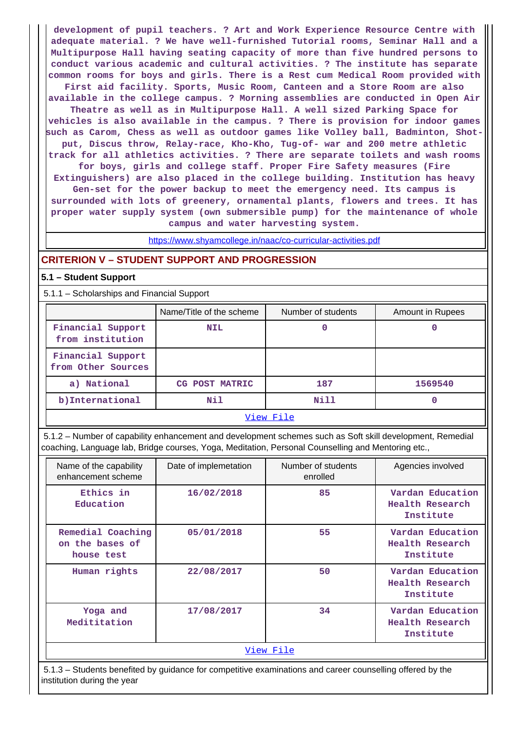development of pupil teachers. ? Art and Work Experience Resource Centre with adequate material. ? We have well-furnished Tutorial rooms, Seminar Hall and a Multipurpose Hall having seating capacity of more than five hundred persons to conduct various academic and cultural activities. ? The institute has separate common rooms for boys and girls. There is a Rest cum Medical Room provided with First aid facility. Sports, Music Room, Canteen and a Store Room are also available in the college campus. ? Morning assemblies are conducted in Open Air Theatre as well as in Multipurpose Hall. A well sized Parking Space for vehicles is also available in the campus. ? There is provision for indoor games such as Carom, Chess as well as outdoor games like Volley ball, Badminton, Shot-put, Discus throw, Relay-race, Kho-Kho, Tug-of- war and 200 metre athletic track for all athletics activities. ? There are separate toilets and wash rooms for boys, girls and college staff. Proper Fire Safety measures (Fire Extinguishers) are also placed in the college building. Institution has heavy Gen-set for the power backup to meet the emergency need. Its campus is surrounded with lots of greenery, ornamental plants, flowers and trees. It has proper water supply system (own submersible pump) for the maintenance of whole campus and water harvesting system.

https://www.shyamcollege.in/naac/co-curricular-activities.pdf

## CRITERION V – STUDENT SUPPORT AND PROGRESSION

### 5.1 – Student Support

5.1.1 – Scholarships and Financial Support

| | Name/Title of the scheme | Number of students | Amount in Rupees |
|---|---|---|---|
| Financial Support from institution | NIL | 0 | 0 |
| Financial Support from Other Sources | | | |
| a) National | CG POST MATRIC | 187 | 1569540 |
| b)International | Nil | Nill | 0 |

View File

5.1.2 – Number of capability enhancement and development schemes such as Soft skill development, Remedial coaching, Language lab, Bridge courses, Yoga, Meditation, Personal Counselling and Mentoring etc.,

| Name of the capability enhancement scheme | Date of implemetation | Number of students enrolled | Agencies involved |
|---|---|---|---|
| Ethics in Education | 16/02/2018 | 85 | Vardan Education Health Research Institute |
| Remedial Coaching on the bases of house test | 05/01/2018 | 55 | Vardan Education Health Research Institute |
| Human rights | 22/08/2017 | 50 | Vardan Education Health Research Institute |
| Yoga and Medititation | 17/08/2017 | 34 | Vardan Education Health Research Institute |

View File

5.1.3 – Students benefited by guidance for competitive examinations and career counselling offered by the institution during the year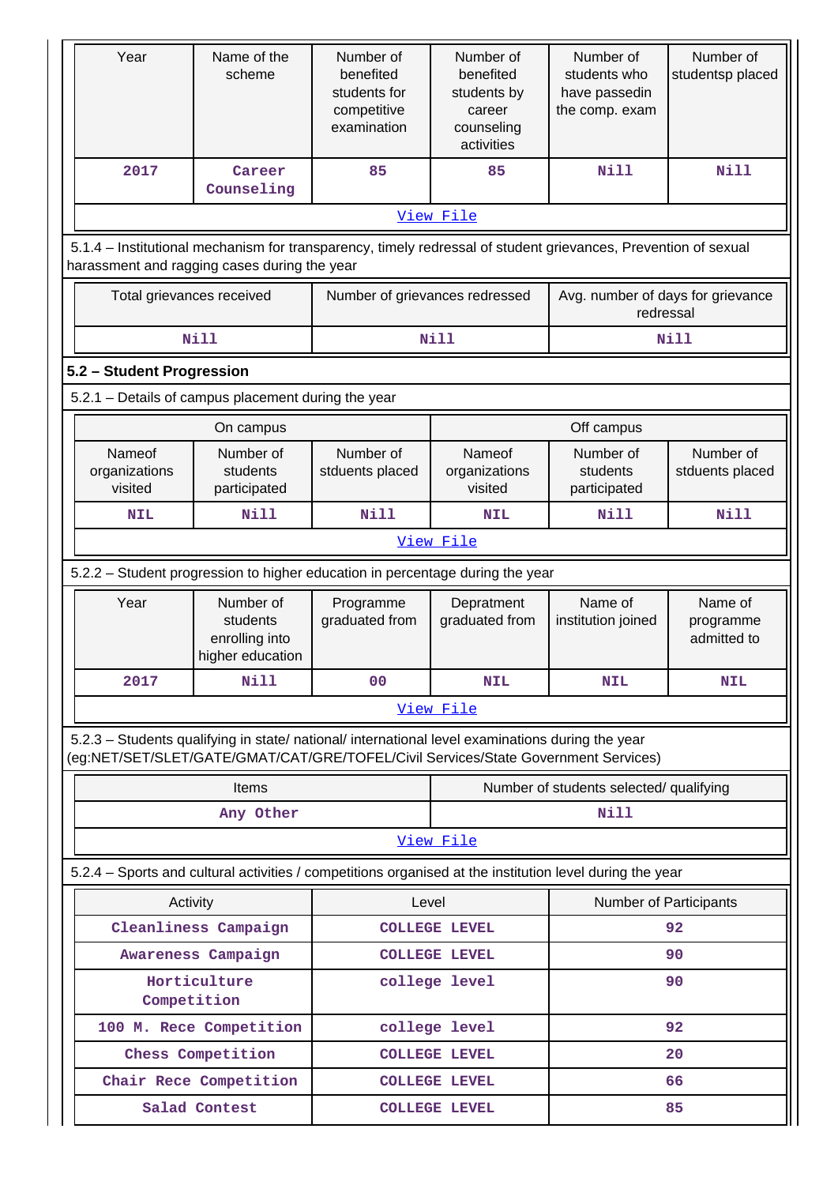| Year | Name of the scheme | Number of benefited students for competitive examination | Number of benefited students by career counseling activities | Number of students who have passedin the comp. exam | Number of studentsp placed |
|---|---|---|---|---|---|
| 2017 | Career Counseling | 85 | 85 | Nill | Nill |
| View File | | | | | |

5.1.4 – Institutional mechanism for transparency, timely redressal of student grievances, Prevention of sexual harassment and ragging cases during the year

| Total grievances received | Number of grievances redressed | Avg. number of days for grievance redressal |
|---|---|---|
| Nill | Nill | Nill |

## 5.2 – Student Progression

5.2.1 – Details of campus placement during the year

| On campus | | | Off campus | | |
|---|---|---|---|---|---|
| Nameof organizations visited | Number of students participated | Number of stduents placed | Nameof organizations visited | Number of students participated | Number of stduents placed |
| NIL | Nill | Nill | NIL | Nill | Nill |
| View File | | | | | |

5.2.2 – Student progression to higher education in percentage during the year

| Year | Number of students enrolling into higher education | Programme graduated from | Depratment graduated from | Name of institution joined | Name of programme admitted to |
|---|---|---|---|---|---|
| 2017 | Nill | 00 | NIL | NIL | NIL |
| View File | | | | | |

5.2.3 – Students qualifying in state/ national/ international level examinations during the year (eg:NET/SET/SLET/GATE/GMAT/CAT/GRE/TOFEL/Civil Services/State Government Services)

| Items | Number of students selected/ qualifying |
|---|---|
| Any Other | Nill |
| View File | |

5.2.4 – Sports and cultural activities / competitions organised at the institution level during the year

| Activity | Level | Number of Participants |
|---|---|---|
| Cleanliness Campaign | COLLEGE LEVEL | 92 |
| Awareness Campaign | COLLEGE LEVEL | 90 |
| Horticulture Competition | college level | 90 |
| 100 M. Rece Competition | college level | 92 |
| Chess Competition | COLLEGE LEVEL | 20 |
| Chair Rece Competition | COLLEGE LEVEL | 66 |
| Salad Contest | COLLEGE LEVEL | 85 |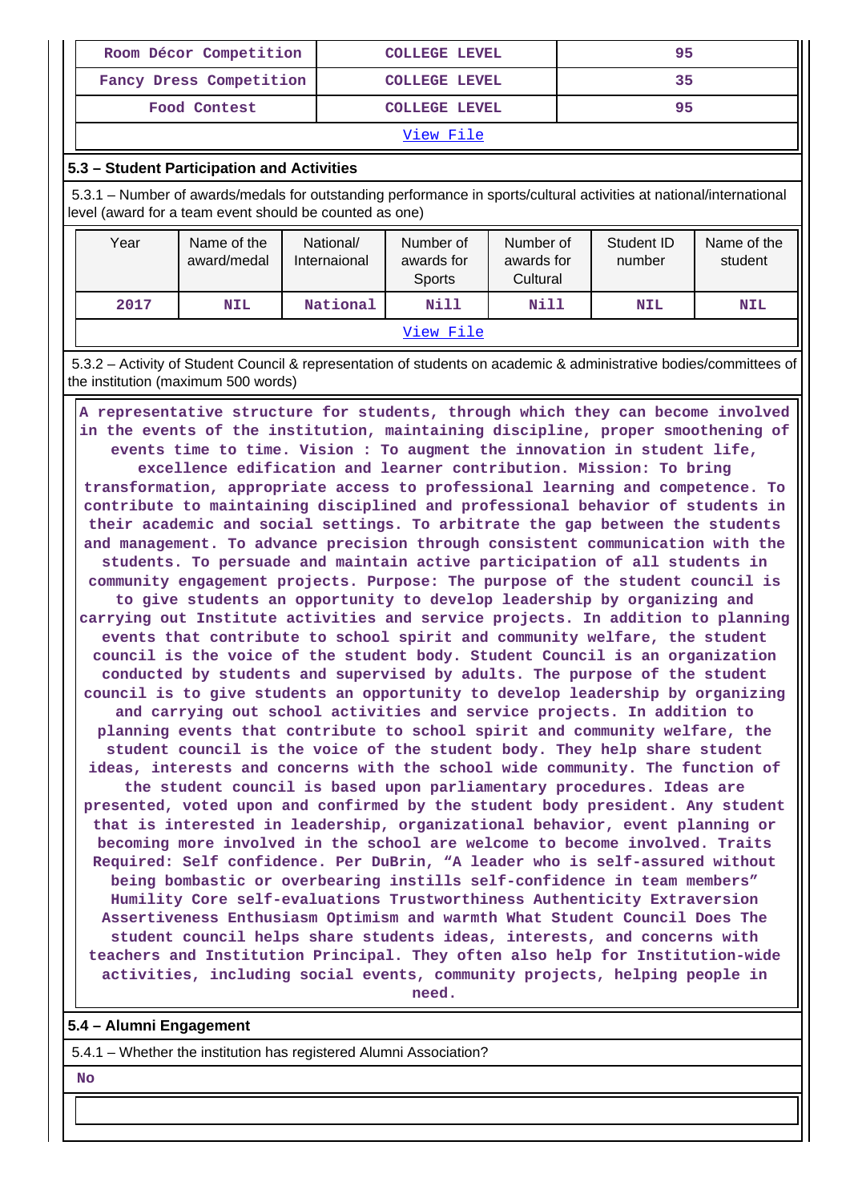| Room Décor Competition | COLLEGE LEVEL | 95 |
|---|---|---|
| Fancy Dress Competition | COLLEGE LEVEL | 35 |
| Food Contest | COLLEGE LEVEL | 95 |

View File

### 5.3 – Student Participation and Activities

5.3.1 – Number of awards/medals for outstanding performance in sports/cultural activities at national/international level (award for a team event should be counted as one)

| Year | Name of the award/medal | National/ Internaional | Number of awards for Sports | Number of awards for Cultural | Student ID number | Name of the student |
|---|---|---|---|---|---|---|
| 2017 | NIL | National | Nill | Nill | NIL | NIL |

View File

5.3.2 – Activity of Student Council & representation of students on academic & administrative bodies/committees of the institution (maximum 500 words)

A representative structure for students, through which they can become involved in the events of the institution, maintaining discipline, proper smoothening of events time to time. Vision : To augment the innovation in student life, excellence edification and learner contribution. Mission: To bring transformation, appropriate access to professional learning and competence. To contribute to maintaining disciplined and professional behavior of students in their academic and social settings. To arbitrate the gap between the students and management. To advance precision through consistent communication with the students. To persuade and maintain active participation of all students in community engagement projects. Purpose: The purpose of the student council is to give students an opportunity to develop leadership by organizing and carrying out Institute activities and service projects. In addition to planning events that contribute to school spirit and community welfare, the student council is the voice of the student body. Student Council is an organization conducted by students and supervised by adults. The purpose of the student council is to give students an opportunity to develop leadership by organizing and carrying out school activities and service projects. In addition to planning events that contribute to school spirit and community welfare, the student council is the voice of the student body. They help share student ideas, interests and concerns with the school wide community. The function of the student council is based upon parliamentary procedures. Ideas are presented, voted upon and confirmed by the student body president. Any student that is interested in leadership, organizational behavior, event planning or becoming more involved in the school are welcome to become involved. Traits Required: Self confidence. Per DuBrin, “A leader who is self-assured without being bombastic or overbearing instills self-confidence in team members” Humility Core self-evaluations Trustworthiness Authenticity Extraversion Assertiveness Enthusiasm Optimism and warmth What Student Council Does The student council helps share students ideas, interests, and concerns with teachers and Institution Principal. They often also help for Institution-wide activities, including social events, community projects, helping people in need.

### 5.4 – Alumni Engagement

5.4.1 – Whether the institution has registered Alumni Association?

No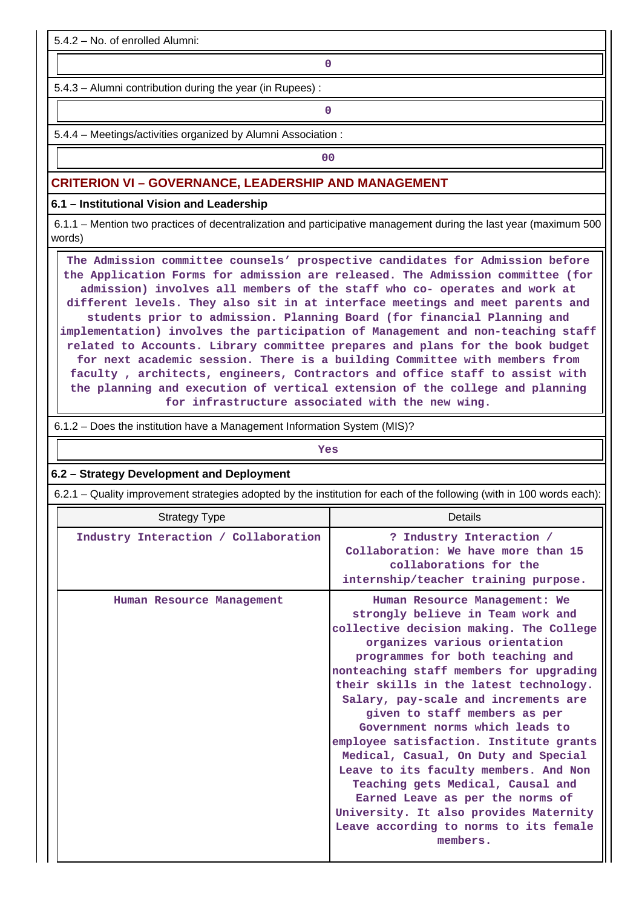5.4.2 – No. of enrolled Alumni:

0

5.4.3 – Alumni contribution during the year (in Rupees) :

0

5.4.4 – Meetings/activities organized by Alumni Association :

00

## CRITERION VI – GOVERNANCE, LEADERSHIP AND MANAGEMENT

### 6.1 – Institutional Vision and Leadership

6.1.1 – Mention two practices of decentralization and participative management during the last year (maximum 500 words)

The Admission committee counsels' prospective candidates for Admission before the Application Forms for admission are released. The Admission committee (for admission) involves all members of the staff who co- operates and work at different levels. They also sit in at interface meetings and meet parents and students prior to admission. Planning Board (for financial Planning and implementation) involves the participation of Management and non-teaching staff related to Accounts. Library committee prepares and plans for the book budget for next academic session. There is a building Committee with members from faculty , architects, engineers, Contractors and office staff to assist with the planning and execution of vertical extension of the college and planning for infrastructure associated with the new wing.

6.1.2 – Does the institution have a Management Information System (MIS)?

Yes

### 6.2 – Strategy Development and Deployment

6.2.1 – Quality improvement strategies adopted by the institution for each of the following (with in 100 words each):

| Strategy Type | Details |
| --- | --- |
| Industry Interaction / Collaboration | ? Industry Interaction / Collaboration: We have more than 15 collaborations for the internship/teacher training purpose. |
| Human Resource Management | Human Resource Management: We strongly believe in Team work and collective decision making. The College organizes various orientation programmes for both teaching and nonteaching staff members for upgrading their skills in the latest technology. Salary, pay-scale and increments are given to staff members as per Government norms which leads to employee satisfaction. Institute grants Medical, Casual, On Duty and Special Leave to its faculty members. And Non Teaching gets Medical, Causal and Earned Leave as per the norms of University. It also provides Maternity Leave according to norms to its female members. |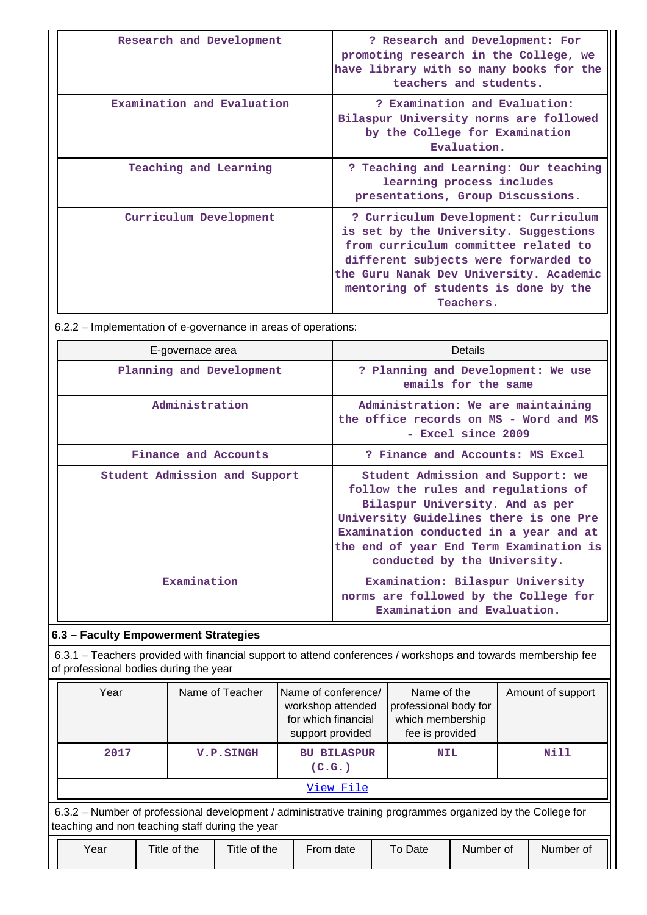| Research and Development | ? Research and Development: For promoting research in the College, we have library with so many books for the teachers and students. |
|---|---|
| Examination and Evaluation | ? Examination and Evaluation: Bilaspur University norms are followed by the College for Examination Evaluation. |
| Teaching and Learning | ? Teaching and Learning: Our teaching learning process includes presentations, Group Discussions. |
| Curriculum Development | ? Curriculum Development: Curriculum is set by the University. Suggestions from curriculum committee related to different subjects were forwarded to the Guru Nanak Dev University. Academic mentoring of students is done by the Teachers. |

6.2.2 – Implementation of e-governance in areas of operations:

| E-governace area | Details |
|---|---|
| Planning and Development | ? Planning and Development: We use emails for the same |
| Administration | Administration: We are maintaining the office records on MS - Word and MS - Excel since 2009 |
| Finance and Accounts | ? Finance and Accounts: MS Excel |
| Student Admission and Support | Student Admission and Support: we follow the rules and regulations of Bilaspur University. And as per University Guidelines there is one Pre Examination conducted in a year and at the end of year End Term Examination is conducted by the University. |
| Examination | Examination: Bilaspur University norms are followed by the College for Examination and Evaluation. |

### 6.3 – Faculty Empowerment Strategies

6.3.1 – Teachers provided with financial support to attend conferences / workshops and towards membership fee of professional bodies during the year

| Year | Name of Teacher | Name of conference/ workshop attended for which financial support provided | Name of the professional body for which membership fee is provided | Amount of support |
|---|---|---|---|---|
| 2017 | V.P.SINGH | BU BILASPUR (C.G.) | NIL | Nill |

View File

6.3.2 – Number of professional development / administrative training programmes organized by the College for teaching and non teaching staff during the year

| Year | Title of the | Title of the | From date | To Date | Number of | Number of |
|---|---|---|---|---|---|---|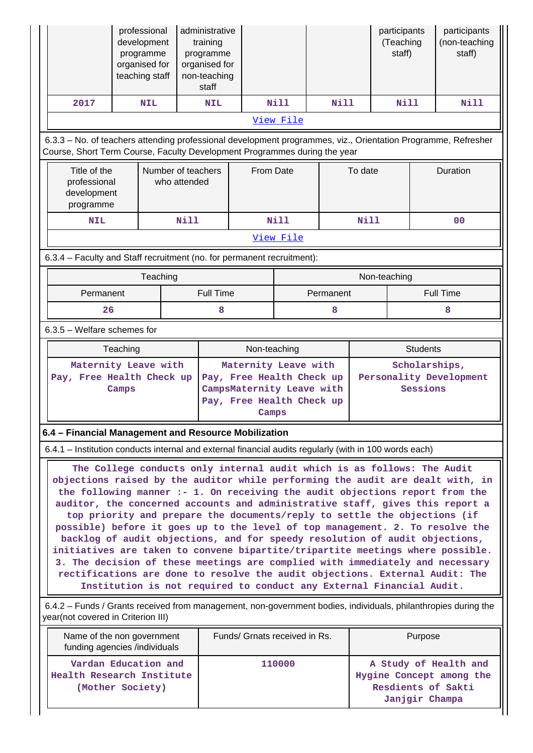| Year | Title of the professional development programme organised for teaching staff | Title of the administrative training programme organised for non-teaching staff | | | No. of participants (Teaching staff) | No. of participants (non-teaching staff) |
|---|---|---|---|---|---|---|
| 2017 | NIL | NIL | Nill | Nill | Nill | Nill |

[View File](View File)

6.3.3 – No. of teachers attending professional development programmes, viz., Orientation Programme, Refresher Course, Short Term Course, Faculty Development Programmes during the year

| Title of the professional development programme | Number of teachers who attended | From Date | To date | Duration |
|---|---|---|---|---|
| NIL | Nill | Nill | Nill | 00 |

[View File](View File)

6.3.4 – Faculty and Staff recruitment (no. for permanent recruitment):

| Teaching | | Non-teaching | |
|---|---|---|---|
| Permanent | Full Time | Permanent | Full Time |
| 26 | 8 | 8 | 8 |

6.3.5 – Welfare schemes for

| Teaching | Non-teaching | Students |
|---|---|---|
| Maternity Leave with Pay, Free Health Check up Camps | Maternity Leave with Pay, Free Health Check up CampsMaternity Leave with Pay, Free Health Check up Camps | Scholarships, Personality Development Sessions |

**6.4 – Financial Management and Resource Mobilization**

6.4.1 – Institution conducts internal and external financial audits regularly (with in 100 words each)

The College conducts only internal audit which is as follows: The Audit objections raised by the auditor while performing the audit are dealt with, in the following manner :- 1. On receiving the audit objections report from the auditor, the concerned accounts and administrative staff, gives this report a top priority and prepare the documents/reply to settle the objections (if possible) before it goes up to the level of top management. 2. To resolve the backlog of audit objections, and for speedy resolution of audit objections, initiatives are taken to convene bipartite/tripartite meetings where possible. 3. The decision of these meetings are complied with immediately and necessary rectifications are done to resolve the audit objections. External Audit: The Institution is not required to conduct any External Financial Audit.

6.4.2 – Funds / Grants received from management, non-government bodies, individuals, philanthropies during the year(not covered in Criterion III)

| Name of the non government funding agencies /individuals | Funds/ Grnats received in Rs. | Purpose |
|---|---|---|
| Vardan Education and Health Research Institute (Mother Society) | 110000 | A Study of Health and Hygine Concept among the Resdients of Sakti Janjgir Champa |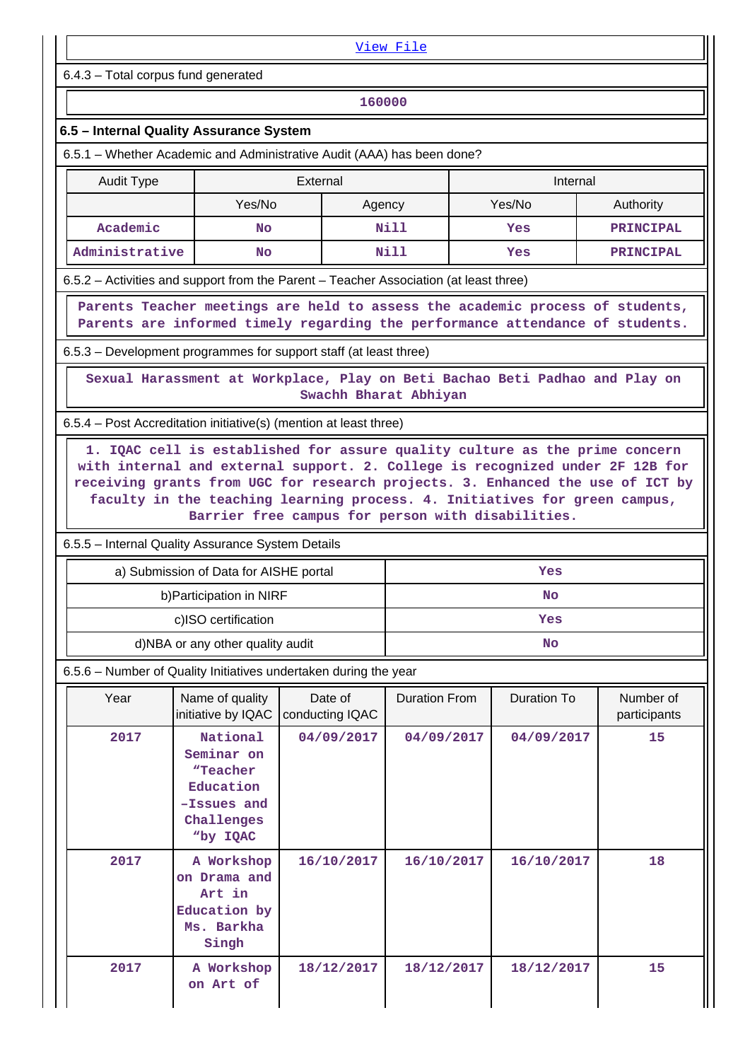[View File]

6.4.3 – Total corpus fund generated

160000

**6.5 – Internal Quality Assurance System**

6.5.1 – Whether Academic and Administrative Audit (AAA) has been done?

| Audit Type | External | | Internal | |
|---|---|---|---|---|
| | Yes/No | Agency | Yes/No | Authority |
| Academic | No | Nill | Yes | PRINCIPAL |
| Administrative | No | Nill | Yes | PRINCIPAL |

6.5.2 – Activities and support from the Parent – Teacher Association (at least three)

Parents Teacher meetings are held to assess the academic process of students, Parents are informed timely regarding the performance attendance of students.

6.5.3 – Development programmes for support staff (at least three)

Sexual Harassment at Workplace, Play on Beti Bachao Beti Padhao and Play on Swachh Bharat Abhiyan

6.5.4 – Post Accreditation initiative(s) (mention at least three)

1. IQAC cell is established for assure quality culture as the prime concern with internal and external support. 2. College is recognized under 2F 12B for receiving grants from UGC for research projects. 3. Enhanced the use of ICT by faculty in the teaching learning process. 4. Initiatives for green campus, Barrier free campus for person with disabilities.

6.5.5 – Internal Quality Assurance System Details

| | |
|---|---|
| a) Submission of Data for AISHE portal | Yes |
| b)Participation in NIRF | No |
| c)ISO certification | Yes |
| d)NBA or any other quality audit | No |

6.5.6 – Number of Quality Initiatives undertaken during the year

| Year | Name of quality initiative by IQAC | Date of conducting IQAC | Duration From | Duration To | Number of participants |
|---|---|---|---|---|---|
| 2017 | National Seminar on "Teacher Education –Issues and Challenges "by IQAC | 04/09/2017 | 04/09/2017 | 04/09/2017 | 15 |
| 2017 | A Workshop on Drama and Art in Education by Ms. Barkha Singh | 16/10/2017 | 16/10/2017 | 16/10/2017 | 18 |
| 2017 | A Workshop on Art of | 18/12/2017 | 18/12/2017 | 18/12/2017 | 15 |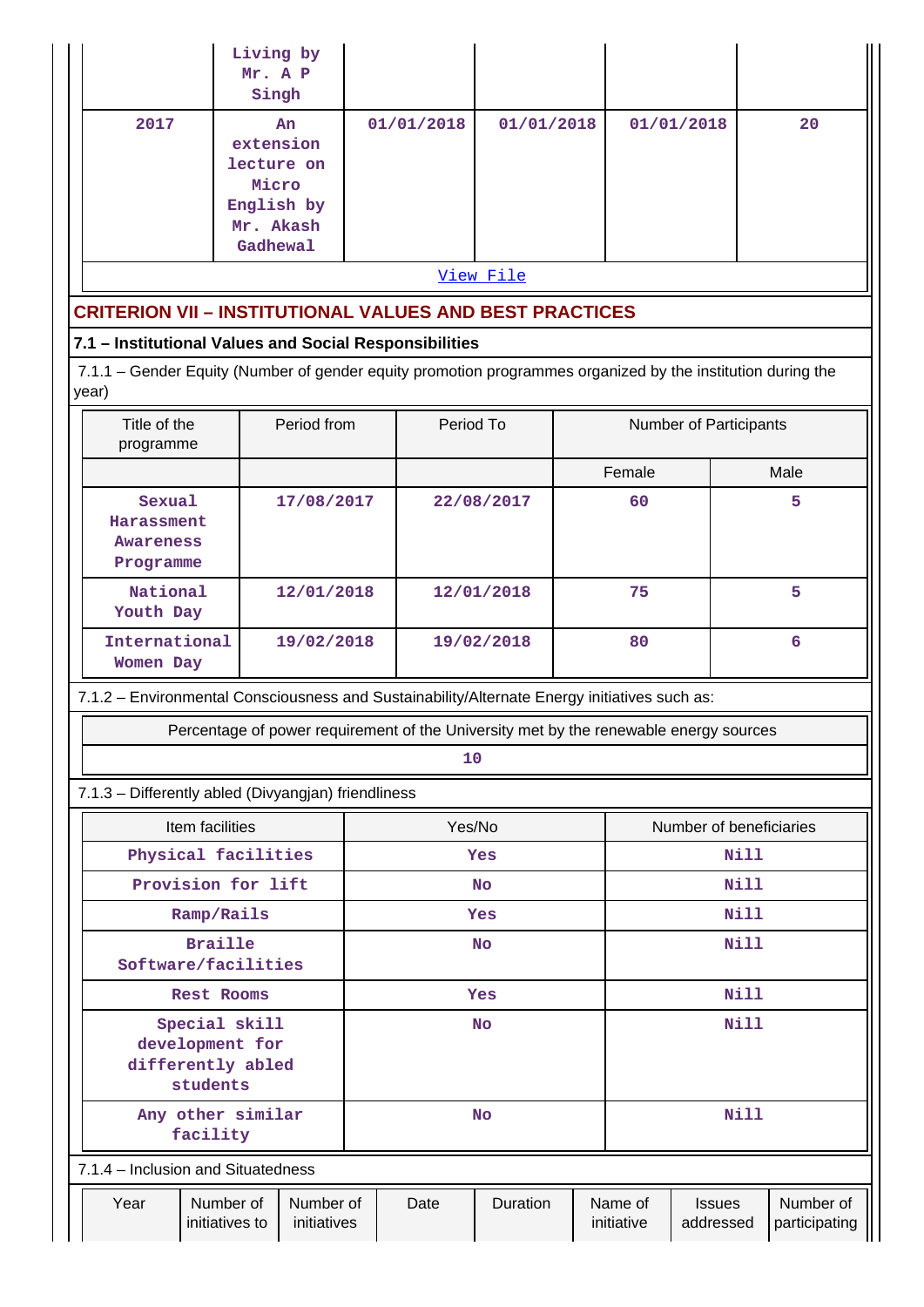|  | Living by Mr. A P Singh |  |  |  |  |
|---|---|---|---|---|---|
| 2017 | An extension lecture on Micro English by Mr. Akash Gadhewal | 01/01/2018 | 01/01/2018 | 01/01/2018 | 20 |

View File

## CRITERION VII – INSTITUTIONAL VALUES AND BEST PRACTICES

### 7.1 – Institutional Values and Social Responsibilities

7.1.1 – Gender Equity (Number of gender equity promotion programmes organized by the institution during the year)

| Title of the programme | Period from | Period To | Number of Participants | |
|---|---|---|---|---|
|  |  |  | Female | Male |
| Sexual Harassment Awareness Programme | 17/08/2017 | 22/08/2017 | 60 | 5 |
| National Youth Day | 12/01/2018 | 12/01/2018 | 75 | 5 |
| International Women Day | 19/02/2018 | 19/02/2018 | 80 | 6 |

7.1.2 – Environmental Consciousness and Sustainability/Alternate Energy initiatives such as:

| Percentage of power requirement of the University met by the renewable energy sources |
|---|
| 10 |

7.1.3 – Differently abled (Divyangjan) friendliness

| Item facilities | Yes/No | Number of beneficiaries |
|---|---|---|
| Physical facilities | Yes | Nill |
| Provision for lift | No | Nill |
| Ramp/Rails | Yes | Nill |
| Braille Software/facilities | No | Nill |
| Rest Rooms | Yes | Nill |
| Special skill development for differently abled students | No | Nill |
| Any other similar facility | No | Nill |

7.1.4 – Inclusion and Situatedness

| Year | Number of initiatives to | Number of initiatives | Date | Duration | Name of initiative | Issues addressed | Number of participating |
|---|---|---|---|---|---|---|---|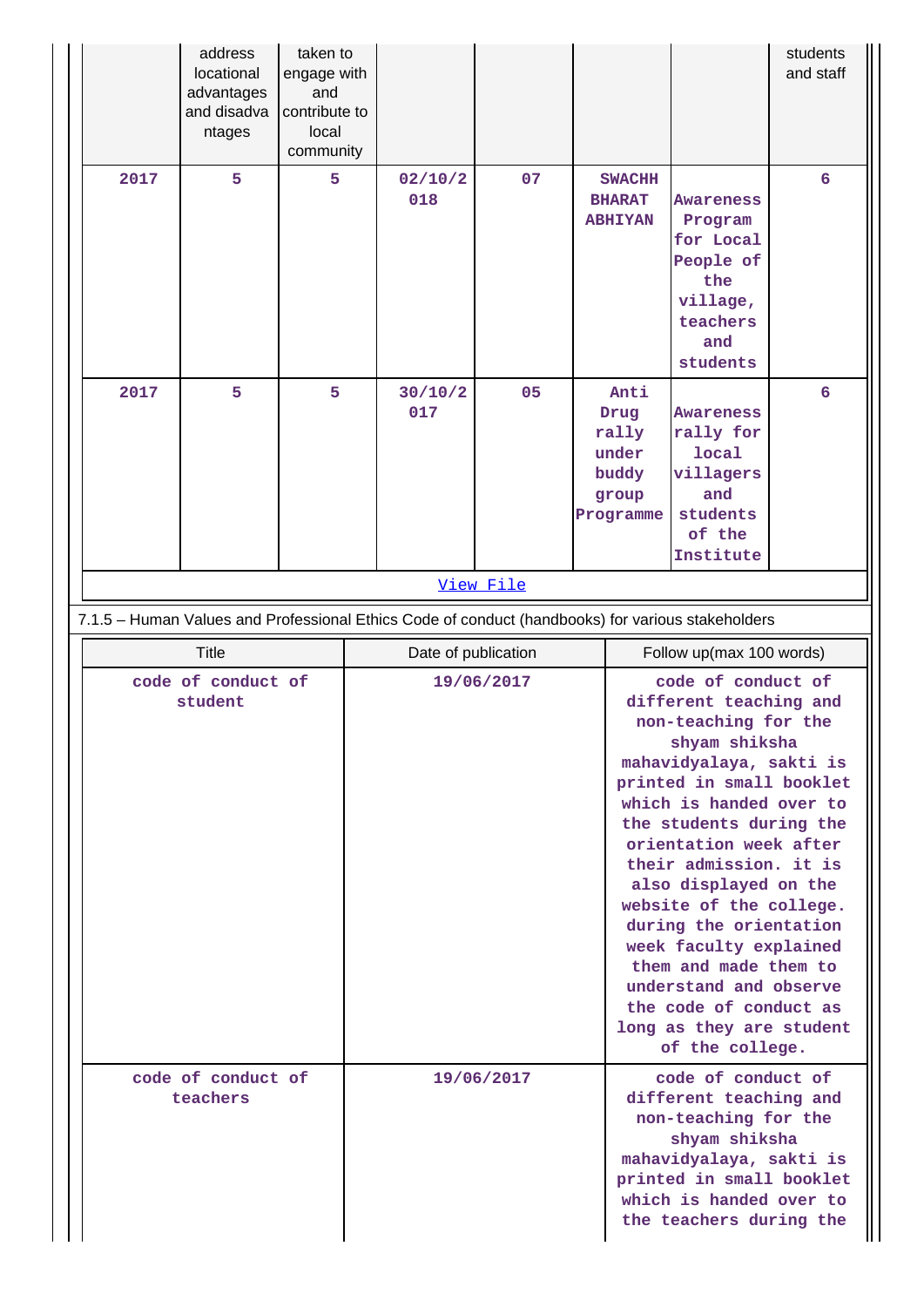| | address locational advantages and disadvantages | taken to engage with and contribute to local community | | | | | students and staff |
|---|---|---|---|---|---|---|---|
| 2017 | 5 | 5 | 02/10/2018 | 07 | SWACHH BHARAT ABHIYAN | Awareness Program for Local People of the village, teachers and students | 6 |
| 2017 | 5 | 5 | 30/10/2017 | 05 | Anti Drug rally under buddy group Programme | Awareness rally for local villagers and students of the Institute | 6 |

View File

7.1.5 – Human Values and Professional Ethics Code of conduct (handbooks) for various stakeholders

| Title | Date of publication | Follow up(max 100 words) |
|---|---|---|
| code of conduct of student | 19/06/2017 | code of conduct of different teaching and non-teaching for the shyam shiksha mahavidyalaya, sakti is printed in small booklet which is handed over to the students during the orientation week after their admission. it is also displayed on the website of the college. during the orientation week faculty explained them and made them to understand and observe the code of conduct as long as they are student of the college. |
| code of conduct of teachers | 19/06/2017 | code of conduct of different teaching and non-teaching for the shyam shiksha mahavidyalaya, sakti is printed in small booklet which is handed over to the teachers during the |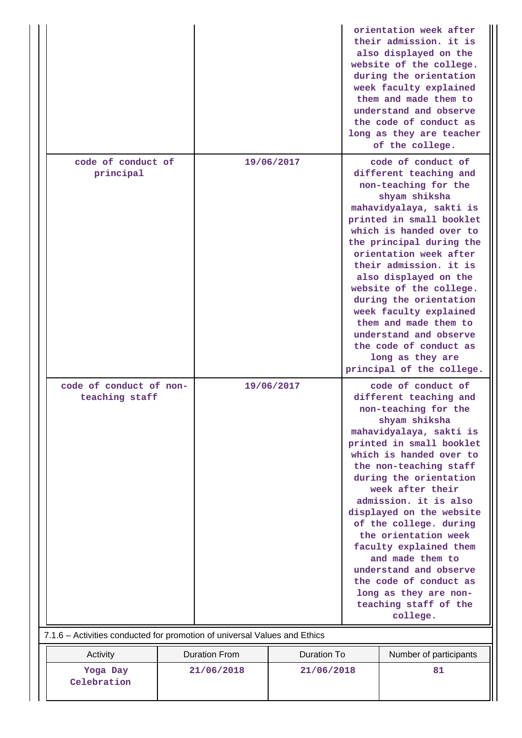|  |  | orientation week after their admission. it is also displayed on the website of the college. during the orientation week faculty explained them and made them to understand and observe the code of conduct as long as they are teacher of the college. |
|---|---|---|
| code of conduct of principal | 19/06/2017 | code of conduct of different teaching and non-teaching for the shyam shiksha mahavidyalaya, sakti is printed in small booklet which is handed over to the principal during the orientation week after their admission. it is also displayed on the website of the college. during the orientation week faculty explained them and made them to understand and observe the code of conduct as long as they are principal of the college. |
| code of conduct of non-teaching staff | 19/06/2017 | code of conduct of different teaching and non-teaching for the shyam shiksha mahavidyalaya, sakti is printed in small booklet which is handed over to the non-teaching staff during the orientation week after their admission. it is also displayed on the website of the college. during the orientation week faculty explained them and made them to understand and observe the code of conduct as long as they are non-teaching staff of the college. |

7.1.6 – Activities conducted for promotion of universal Values and Ethics

| Activity | Duration From | Duration To | Number of participants |
|---|---|---|---|
| Yoga Day Celebration | 21/06/2018 | 21/06/2018 | 81 |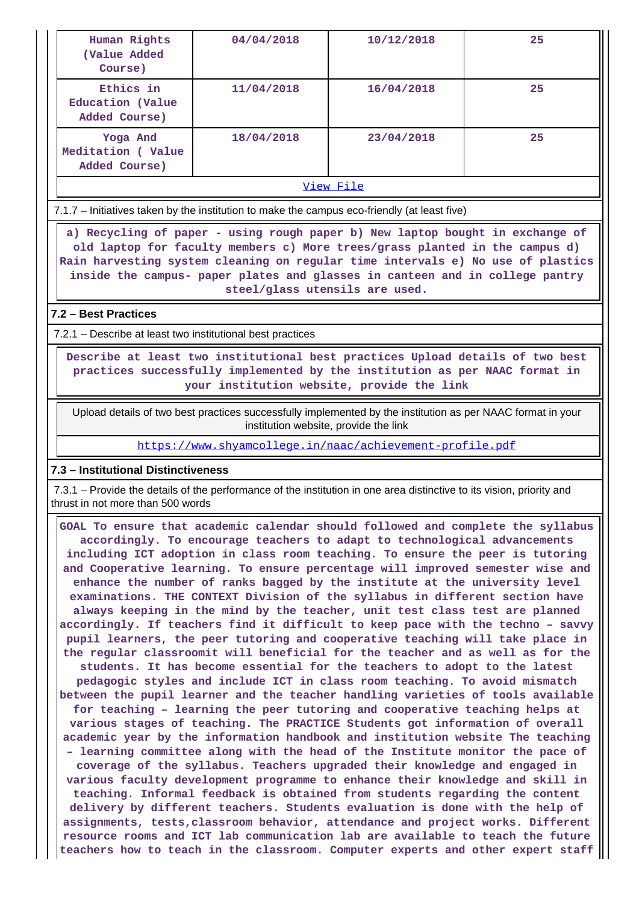| Human Rights (Value Added Course) | 04/04/2018 | 10/12/2018 | 25 |
|---|---|---|---|
| Ethics in Education (Value Added Course) | 11/04/2018 | 16/04/2018 | 25 |
| Yoga And Meditation ( Value Added Course) | 18/04/2018 | 23/04/2018 | 25 |
| View File | | | |

7.1.7 – Initiatives taken by the institution to make the campus eco-friendly (at least five)

a) Recycling of paper - using rough paper b) New laptop bought in exchange of old laptop for faculty members c) More trees/grass planted in the campus d) Rain harvesting system cleaning on regular time intervals e) No use of plastics inside the campus- paper plates and glasses in canteen and in college pantry steel/glass utensils are used.

### 7.2 – Best Practices

7.2.1 – Describe at least two institutional best practices

Describe at least two institutional best practices Upload details of two best practices successfully implemented by the institution as per NAAC format in your institution website, provide the link

Upload details of two best practices successfully implemented by the institution as per NAAC format in your institution website, provide the link

https://www.shyamcollege.in/naac/achievement-profile.pdf

### 7.3 – Institutional Distinctiveness

7.3.1 – Provide the details of the performance of the institution in one area distinctive to its vision, priority and thrust in not more than 500 words

GOAL To ensure that academic calendar should followed and complete the syllabus accordingly. To encourage teachers to adapt to technological advancements including ICT adoption in class room teaching. To ensure the peer is tutoring and Cooperative learning. To ensure percentage will improved semester wise and enhance the number of ranks bagged by the institute at the university level examinations. THE CONTEXT Division of the syllabus in different section have always keeping in the mind by the teacher, unit test class test are planned accordingly. If teachers find it difficult to keep pace with the techno – savvy pupil learners, the peer tutoring and cooperative teaching will take place in the regular classroomit will beneficial for the teacher and as well as for the students. It has become essential for the teachers to adopt to the latest pedagogic styles and include ICT in class room teaching. To avoid mismatch between the pupil learner and the teacher handling varieties of tools available for teaching – learning the peer tutoring and cooperative teaching helps at various stages of teaching. The PRACTICE Students got information of overall academic year by the information handbook and institution website The teaching – learning committee along with the head of the Institute monitor the pace of coverage of the syllabus. Teachers upgraded their knowledge and engaged in various faculty development programme to enhance their knowledge and skill in teaching. Informal feedback is obtained from students regarding the content delivery by different teachers. Students evaluation is done with the help of assignments, tests,classroom behavior, attendance and project works. Different resource rooms and ICT lab communication lab are available to teach the future teachers how to teach in the classroom. Computer experts and other expert staff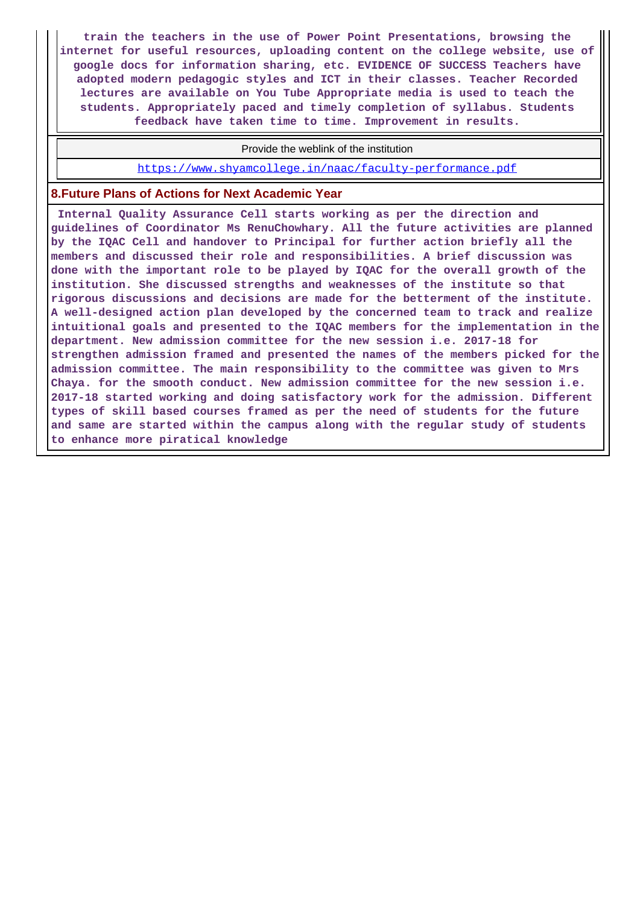train the teachers in the use of Power Point Presentations, browsing the internet for useful resources, uploading content on the college website, use of google docs for information sharing, etc. EVIDENCE OF SUCCESS Teachers have adopted modern pedagogic styles and ICT in their classes. Teacher Recorded lectures are available on You Tube Appropriate media is used to teach the students. Appropriately paced and timely completion of syllabus. Students feedback have taken time to time. Improvement in results.

| Provide the weblink of the institution |
|---|
| https://www.shyamcollege.in/naac/faculty-performance.pdf |

## 8.Future Plans of Actions for Next Academic Year

Internal Quality Assurance Cell starts working as per the direction and guidelines of Coordinator Ms RenuChowhary. All the future activities are planned by the IQAC Cell and handover to Principal for further action briefly all the members and discussed their role and responsibilities. A brief discussion was done with the important role to be played by IQAC for the overall growth of the institution. She discussed strengths and weaknesses of the institute so that rigorous discussions and decisions are made for the betterment of the institute. A well-designed action plan developed by the concerned team to track and realize intuitional goals and presented to the IQAC members for the implementation in the department. New admission committee for the new session i.e. 2017-18 for strengthen admission framed and presented the names of the members picked for the admission committee. The main responsibility to the committee was given to Mrs Chaya. for the smooth conduct. New admission committee for the new session i.e. 2017-18 started working and doing satisfactory work for the admission. Different types of skill based courses framed as per the need of students for the future and same are started within the campus along with the regular study of students to enhance more piratical knowledge